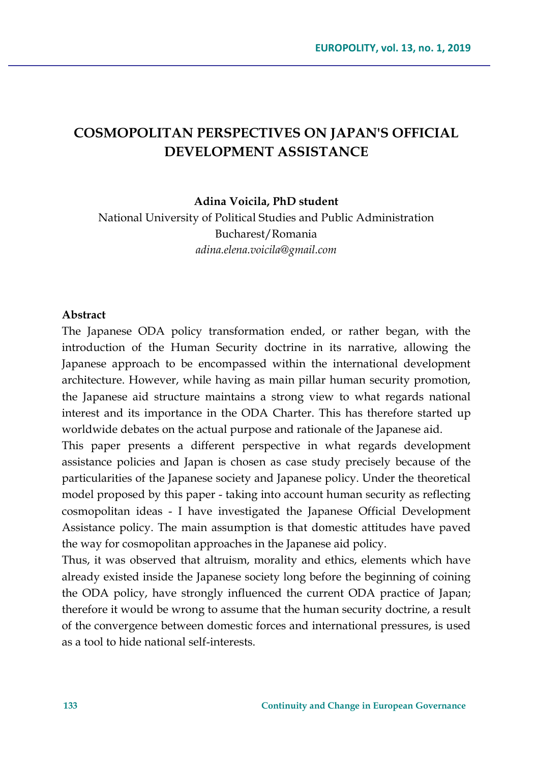# COSMOPOLITAN PERSPECTIVES ON JAPAN'S OFFICIAL DEVELOPMENT ASSISTANCE

**Adina Voicila, PhD student**

National University of Political Studies and Public Administration

Bucharest/Romania

*adina.elena.voicila@gmail.com*

**Abstract**

The Japanese ODA policy transformation ended, or rather began, with the introduction of the Human Security doctrine in its narrative, allowing the Japanese approach to be encompassed within the international development architecture. However, while having as main pillar human security promotion, the Japanese aid structure maintains a strong view to what regards national interest and its importance in the ODA Charter. This has therefore started up worldwide debates on the actual purpose and rationale of the Japanese aid.

This paper presents a different perspective in what regards development assistance policies and Japan is chosen as case study precisely because of the particularities of the Japanese society and Japanese policy. Under the theoretical model proposed by this paper - taking into account human security as reflecting cosmopolitan ideas - I have investigated the Japanese Official Development Assistance policy. The main assumption is that domestic attitudes have paved the way for cosmopolitan approaches in the Japanese aid policy.

Thus, it was observed that altruism, morality and ethics, elements which have already existed inside the Japanese society long before the beginning of coining the ODA policy, have strongly influenced the current ODA practice of Japan; therefore it would be wrong to assume that the human security doctrine, a result of the convergence between domestic forces and international pressures, is used as a tool to hide national self-interests.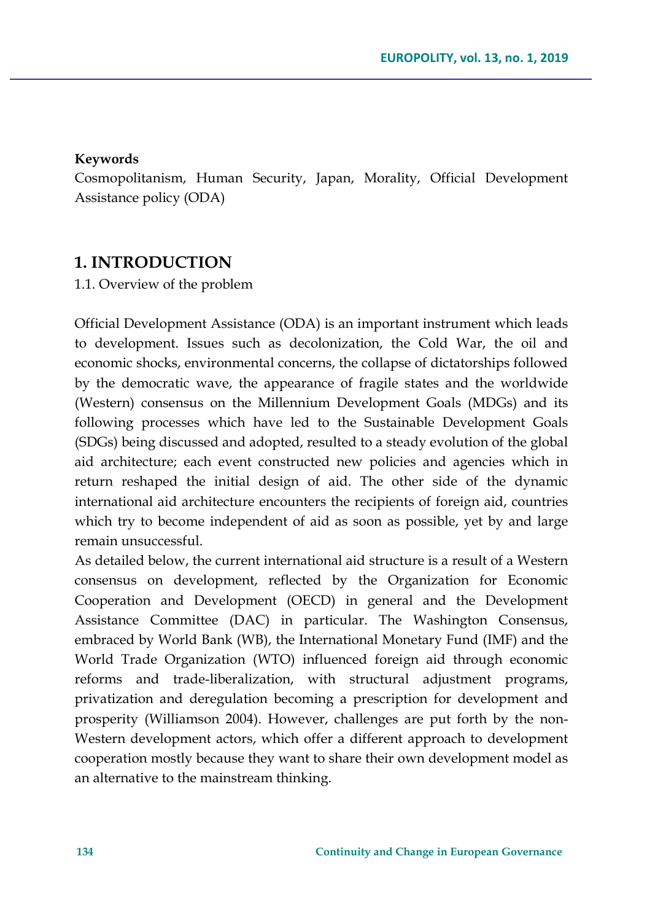**Keywords**

Cosmopolitanism, Human Security, Japan, Morality, Official Development Assistance policy (ODA)

## 1. INTRODUCTION

1.1. Overview of the problem

Official Development Assistance (ODA) is an important instrument which leads to development. Issues such as decolonization, the Cold War, the oil and economic shocks, environmental concerns, the collapse of dictatorships followed by the democratic wave, the appearance of fragile states and the worldwide (Western) consensus on the Millennium Development Goals (MDGs) and its following processes which have led to the Sustainable Development Goals (SDGs) being discussed and adopted, resulted to a steady evolution of the global aid architecture; each event constructed new policies and agencies which in return reshaped the initial design of aid. The other side of the dynamic international aid architecture encounters the recipients of foreign aid, countries which try to become independent of aid as soon as possible, yet by and large remain unsuccessful.

As detailed below, the current international aid structure is a result of a Western consensus on development, reflected by the Organization for Economic Cooperation and Development (OECD) in general and the Development Assistance Committee (DAC) in particular. The Washington Consensus, embraced by World Bank (WB), the International Monetary Fund (IMF) and the World Trade Organization (WTO) influenced foreign aid through economic reforms and trade-liberalization, with structural adjustment programs, privatization and deregulation becoming a prescription for development and prosperity (Williamson 2004). However, challenges are put forth by the non-Western development actors, which offer a different approach to development cooperation mostly because they want to share their own development model as an alternative to the mainstream thinking.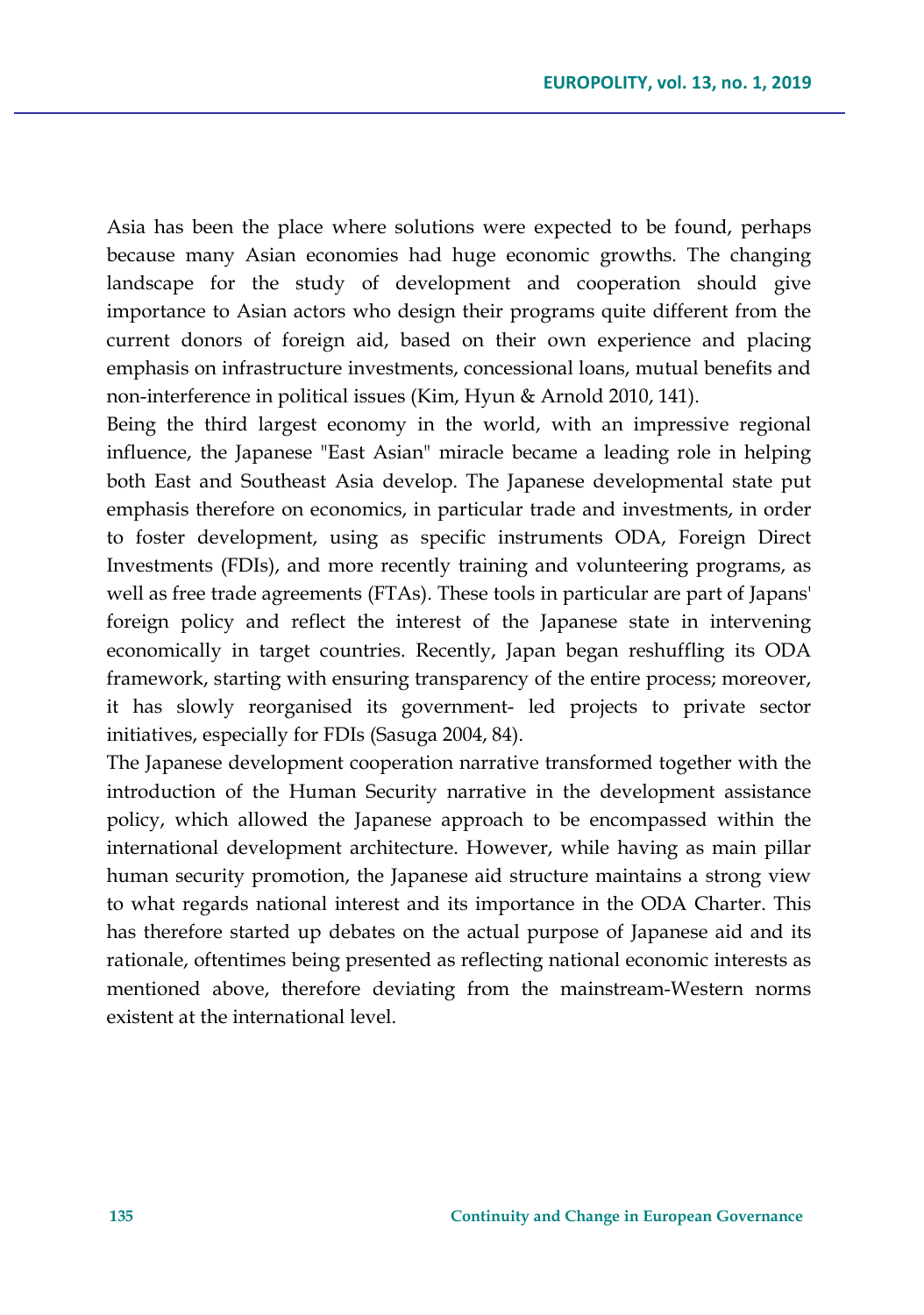Asia has been the place where solutions were expected to be found, perhaps because many Asian economies had huge economic growths. The changing landscape for the study of development and cooperation should give importance to Asian actors who design their programs quite different from the current donors of foreign aid, based on their own experience and placing emphasis on infrastructure investments, concessional loans, mutual benefits and non-interference in political issues (Kim, Hyun & Arnold 2010, 141).

Being the third largest economy in the world, with an impressive regional influence, the Japanese "East Asian" miracle became a leading role in helping both East and Southeast Asia develop. The Japanese developmental state put emphasis therefore on economics, in particular trade and investments, in order to foster development, using as specific instruments ODA, Foreign Direct Investments (FDIs), and more recently training and volunteering programs, as well as free trade agreements (FTAs). These tools in particular are part of Japans' foreign policy and reflect the interest of the Japanese state in intervening economically in target countries. Recently, Japan began reshuffling its ODA framework, starting with ensuring transparency of the entire process; moreover, it has slowly reorganised its government- led projects to private sector initiatives, especially for FDIs (Sasuga 2004, 84).

The Japanese development cooperation narrative transformed together with the introduction of the Human Security narrative in the development assistance policy, which allowed the Japanese approach to be encompassed within the international development architecture. However, while having as main pillar human security promotion, the Japanese aid structure maintains a strong view to what regards national interest and its importance in the ODA Charter. This has therefore started up debates on the actual purpose of Japanese aid and its rationale, oftentimes being presented as reflecting national economic interests as mentioned above, therefore deviating from the mainstream-Western norms existent at the international level.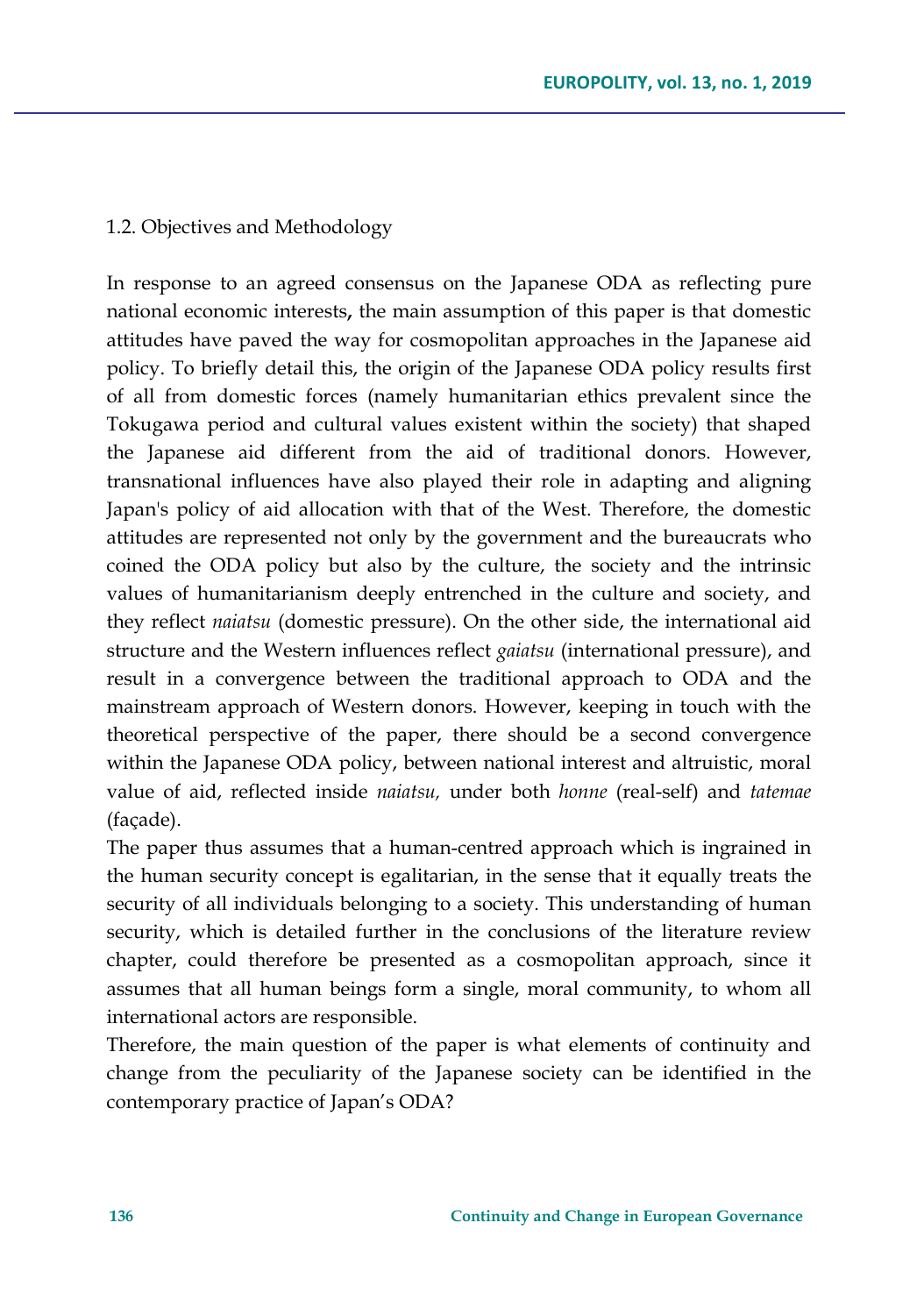## 1.2. Objectives and Methodology

In response to an agreed consensus on the Japanese ODA as reflecting pure national economic interests**,** the main assumption of this paper is that domestic attitudes have paved the way for cosmopolitan approaches in the Japanese aid policy. To briefly detail this, the origin of the Japanese ODA policy results first of all from domestic forces (namely humanitarian ethics prevalent since the Tokugawa period and cultural values existent within the society) that shaped the Japanese aid different from the aid of traditional donors. However, transnational influences have also played their role in adapting and aligning Japan's policy of aid allocation with that of the West. Therefore, the domestic attitudes are represented not only by the government and the bureaucrats who coined the ODA policy but also by the culture, the society and the intrinsic values of humanitarianism deeply entrenched in the culture and society, and they reflect *naiatsu* (domestic pressure). On the other side, the international aid structure and the Western influences reflect *gaiatsu* (international pressure), and result in a convergence between the traditional approach to ODA and the mainstream approach of Western donors. However, keeping in touch with the theoretical perspective of the paper, there should be a second convergence within the Japanese ODA policy, between national interest and altruistic, moral value of aid, reflected inside *naiatsu,* under both *honne* (real-self) and *tatemae* (façade).

The paper thus assumes that a human-centred approach which is ingrained in the human security concept is egalitarian, in the sense that it equally treats the security of all individuals belonging to a society. This understanding of human security, which is detailed further in the conclusions of the literature review chapter, could therefore be presented as a cosmopolitan approach, since it assumes that all human beings form a single, moral community, to whom all international actors are responsible.

Therefore, the main question of the paper is what elements of continuity and change from the peculiarity of the Japanese society can be identified in the contemporary practice of Japan's ODA?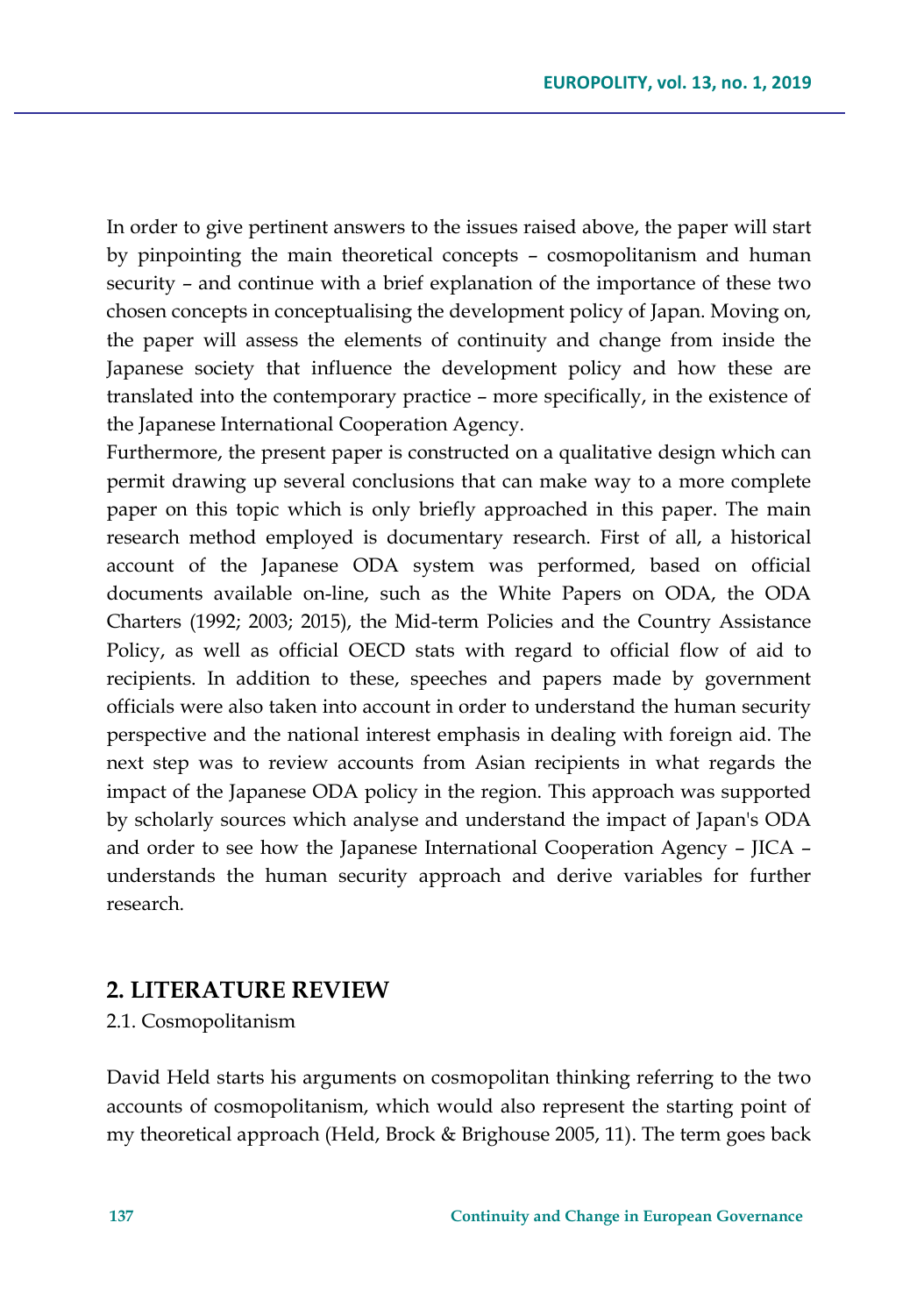In order to give pertinent answers to the issues raised above, the paper will start by pinpointing the main theoretical concepts – cosmopolitanism and human security – and continue with a brief explanation of the importance of these two chosen concepts in conceptualising the development policy of Japan. Moving on, the paper will assess the elements of continuity and change from inside the Japanese society that influence the development policy and how these are translated into the contemporary practice – more specifically, in the existence of the Japanese International Cooperation Agency.

Furthermore, the present paper is constructed on a qualitative design which can permit drawing up several conclusions that can make way to a more complete paper on this topic which is only briefly approached in this paper. The main research method employed is documentary research. First of all, a historical account of the Japanese ODA system was performed, based on official documents available on-line, such as the White Papers on ODA, the ODA Charters (1992; 2003; 2015), the Mid-term Policies and the Country Assistance Policy, as well as official OECD stats with regard to official flow of aid to recipients. In addition to these, speeches and papers made by government officials were also taken into account in order to understand the human security perspective and the national interest emphasis in dealing with foreign aid. The next step was to review accounts from Asian recipients in what regards the impact of the Japanese ODA policy in the region. This approach was supported by scholarly sources which analyse and understand the impact of Japan's ODA and order to see how the Japanese International Cooperation Agency – JICA – understands the human security approach and derive variables for further research.

## 2. LITERATURE REVIEW

### 2.1. Cosmopolitanism

David Held starts his arguments on cosmopolitan thinking referring to the two accounts of cosmopolitanism, which would also represent the starting point of my theoretical approach (Held, Brock & Brighouse 2005, 11). The term goes back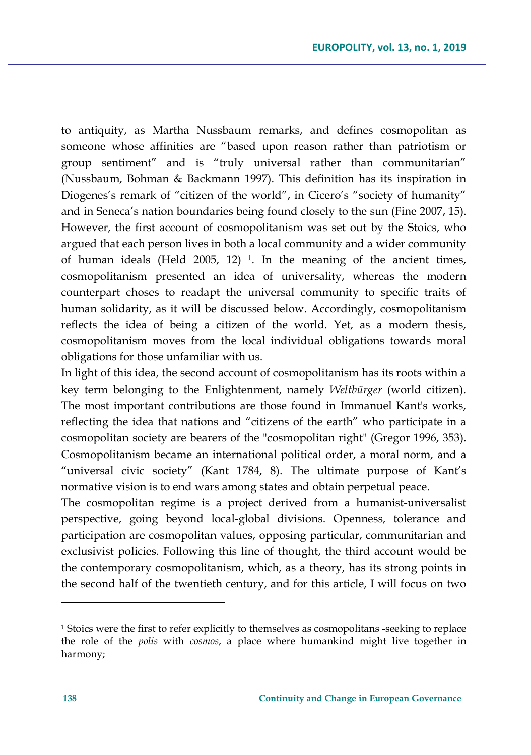to antiquity, as Martha Nussbaum remarks, and defines cosmopolitan as someone whose affinities are "based upon reason rather than patriotism or group sentiment" and is "truly universal rather than communitarian" (Nussbaum, Bohman & Backmann 1997). This definition has its inspiration in Diogenes's remark of "citizen of the world", in Cicero's "society of humanity" and in Seneca's nation boundaries being found closely to the sun (Fine 2007, 15). However, the first account of cosmopolitanism was set out by the Stoics, who argued that each person lives in both a local community and a wider community of human ideals (Held 2005, 12) [1]. In the meaning of the ancient times, cosmopolitanism presented an idea of universality, whereas the modern counterpart choses to readapt the universal community to specific traits of human solidarity, as it will be discussed below. Accordingly, cosmopolitanism reflects the idea of being a citizen of the world. Yet, as a modern thesis, cosmopolitanism moves from the local individual obligations towards moral obligations for those unfamiliar with us.

In light of this idea, the second account of cosmopolitanism has its roots within a key term belonging to the Enlightenment, namely *Weltbürger* (world citizen). The most important contributions are those found in Immanuel Kant's works, reflecting the idea that nations and "citizens of the earth" who participate in a cosmopolitan society are bearers of the "cosmopolitan right" (Gregor 1996, 353). Cosmopolitanism became an international political order, a moral norm, and a "universal civic society" (Kant 1784, 8). The ultimate purpose of Kant's normative vision is to end wars among states and obtain perpetual peace.

The cosmopolitan regime is a project derived from a humanist-universalist perspective, going beyond local-global divisions. Openness, tolerance and participation are cosmopolitan values, opposing particular, communitarian and exclusivist policies. Following this line of thought, the third account would be the contemporary cosmopolitanism, which, as a theory, has its strong points in the second half of the twentieth century, and for this article, I will focus on two

---

[1] Stoics were the first to refer explicitly to themselves as cosmopolitans -seeking to replace the role of the *polis* with *cosmos*, a place where humankind might live together in harmony;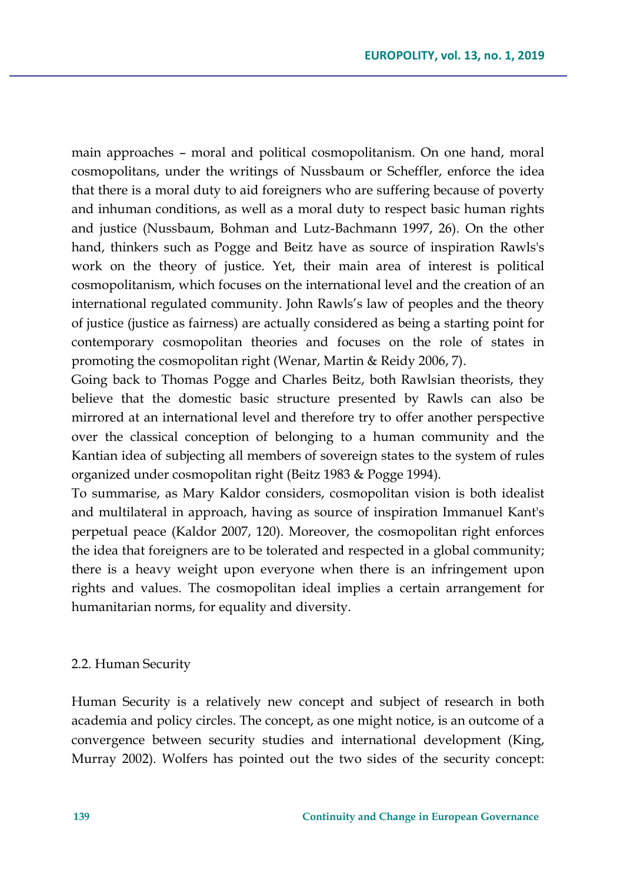main approaches – moral and political cosmopolitanism. On one hand, moral cosmopolitans, under the writings of Nussbaum or Scheffler, enforce the idea that there is a moral duty to aid foreigners who are suffering because of poverty and inhuman conditions, as well as a moral duty to respect basic human rights and justice (Nussbaum, Bohman and Lutz-Bachmann 1997, 26). On the other hand, thinkers such as Pogge and Beitz have as source of inspiration Rawls's work on the theory of justice. Yet, their main area of interest is political cosmopolitanism, which focuses on the international level and the creation of an international regulated community. John Rawls's law of peoples and the theory of justice (justice as fairness) are actually considered as being a starting point for contemporary cosmopolitan theories and focuses on the role of states in promoting the cosmopolitan right (Wenar, Martin & Reidy 2006, 7).

Going back to Thomas Pogge and Charles Beitz, both Rawlsian theorists, they believe that the domestic basic structure presented by Rawls can also be mirrored at an international level and therefore try to offer another perspective over the classical conception of belonging to a human community and the Kantian idea of subjecting all members of sovereign states to the system of rules organized under cosmopolitan right (Beitz 1983 & Pogge 1994).

To summarise, as Mary Kaldor considers, cosmopolitan vision is both idealist and multilateral in approach, having as source of inspiration Immanuel Kant's perpetual peace (Kaldor 2007, 120). Moreover, the cosmopolitan right enforces the idea that foreigners are to be tolerated and respected in a global community; there is a heavy weight upon everyone when there is an infringement upon rights and values. The cosmopolitan ideal implies a certain arrangement for humanitarian norms, for equality and diversity.

### 2.2. Human Security

Human Security is a relatively new concept and subject of research in both academia and policy circles. The concept, as one might notice, is an outcome of a convergence between security studies and international development (King, Murray 2002). Wolfers has pointed out the two sides of the security concept: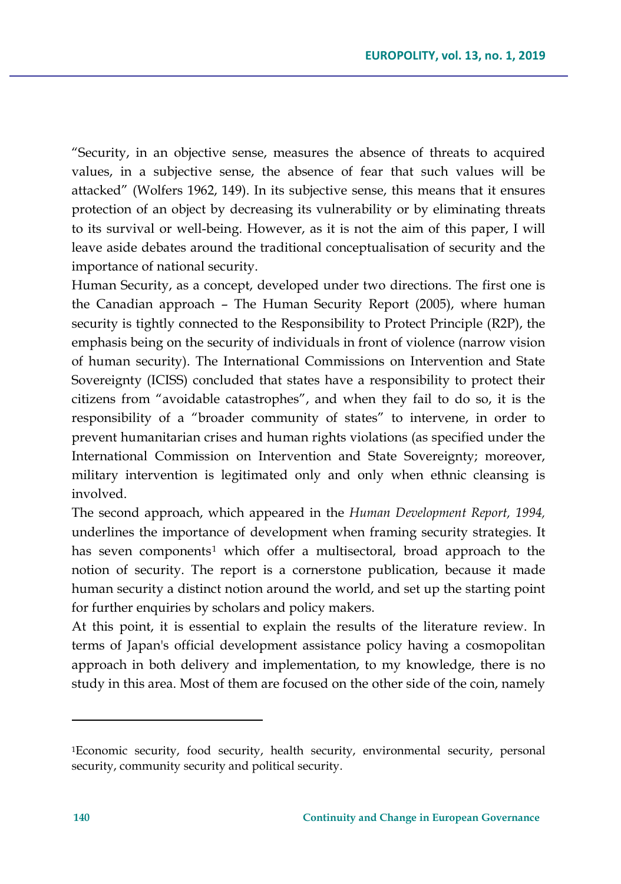"Security, in an objective sense, measures the absence of threats to acquired values, in a subjective sense, the absence of fear that such values will be attacked" (Wolfers 1962, 149). In its subjective sense, this means that it ensures protection of an object by decreasing its vulnerability or by eliminating threats to its survival or well-being. However, as it is not the aim of this paper, I will leave aside debates around the traditional conceptualisation of security and the importance of national security.

Human Security, as a concept, developed under two directions. The first one is the Canadian approach – The Human Security Report (2005), where human security is tightly connected to the Responsibility to Protect Principle (R2P), the emphasis being on the security of individuals in front of violence (narrow vision of human security). The International Commissions on Intervention and State Sovereignty (ICISS) concluded that states have a responsibility to protect their citizens from "avoidable catastrophes", and when they fail to do so, it is the responsibility of a "broader community of states" to intervene, in order to prevent humanitarian crises and human rights violations (as specified under the International Commission on Intervention and State Sovereignty; moreover, military intervention is legitimated only and only when ethnic cleansing is involved.

The second approach, which appeared in the *Human Development Report, 1994,* underlines the importance of development when framing security strategies. It has seven components[1] which offer a multisectoral, broad approach to the notion of security. The report is a cornerstone publication, because it made human security a distinct notion around the world, and set up the starting point for further enquiries by scholars and policy makers.

At this point, it is essential to explain the results of the literature review. In terms of Japan's official development assistance policy having a cosmopolitan approach in both delivery and implementation, to my knowledge, there is no study in this area. Most of them are focused on the other side of the coin, namely

---

[1] Economic security, food security, health security, environmental security, personal security, community security and political security.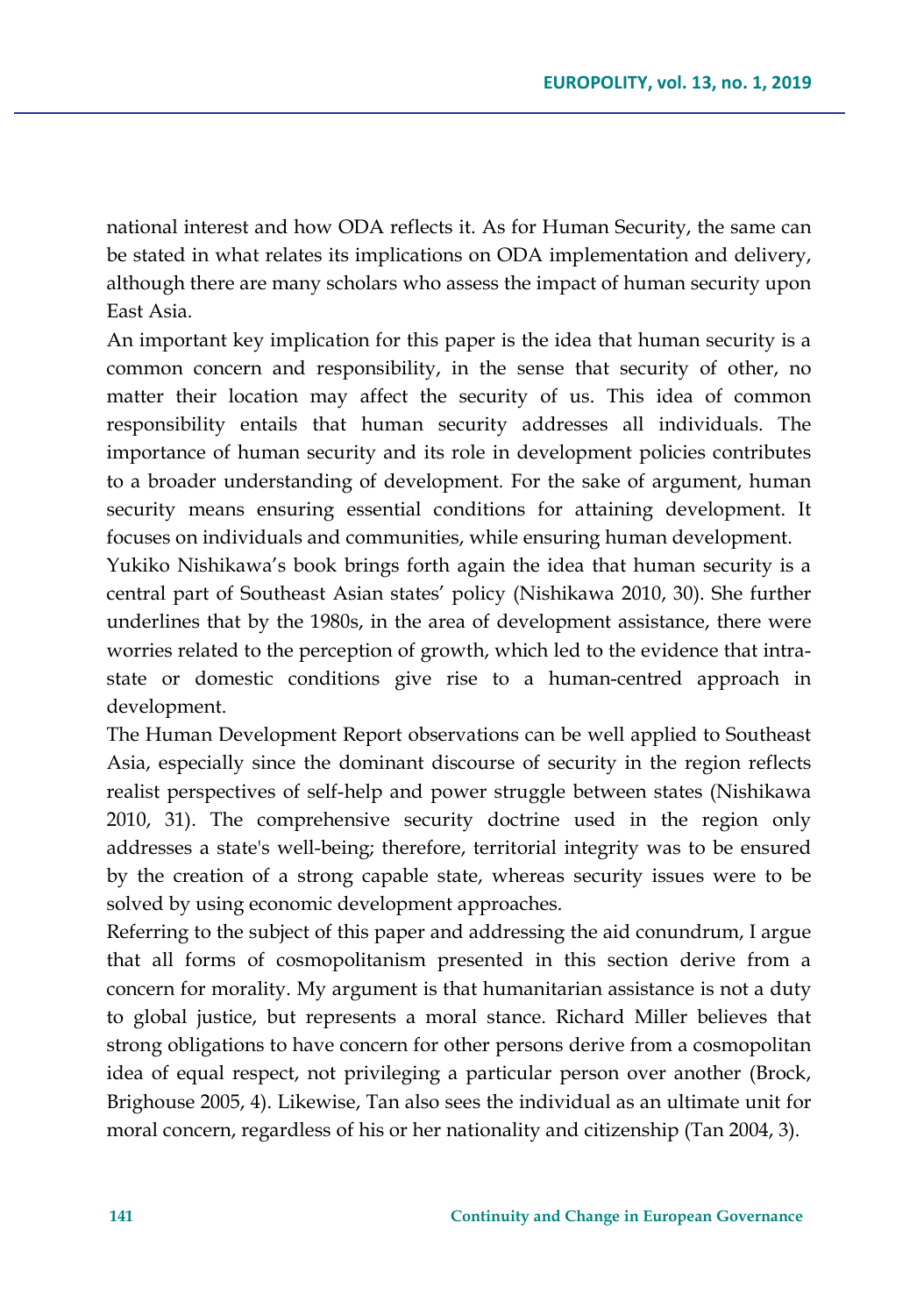national interest and how ODA reflects it. As for Human Security, the same can be stated in what relates its implications on ODA implementation and delivery, although there are many scholars who assess the impact of human security upon East Asia.

An important key implication for this paper is the idea that human security is a common concern and responsibility, in the sense that security of other, no matter their location may affect the security of us. This idea of common responsibility entails that human security addresses all individuals. The importance of human security and its role in development policies contributes to a broader understanding of development. For the sake of argument, human security means ensuring essential conditions for attaining development. It focuses on individuals and communities, while ensuring human development.

Yukiko Nishikawa's book brings forth again the idea that human security is a central part of Southeast Asian states' policy (Nishikawa 2010, 30). She further underlines that by the 1980s, in the area of development assistance, there were worries related to the perception of growth, which led to the evidence that intra-state or domestic conditions give rise to a human-centred approach in development.

The Human Development Report observations can be well applied to Southeast Asia, especially since the dominant discourse of security in the region reflects realist perspectives of self-help and power struggle between states (Nishikawa 2010, 31). The comprehensive security doctrine used in the region only addresses a state's well-being; therefore, territorial integrity was to be ensured by the creation of a strong capable state, whereas security issues were to be solved by using economic development approaches.

Referring to the subject of this paper and addressing the aid conundrum, I argue that all forms of cosmopolitanism presented in this section derive from a concern for morality. My argument is that humanitarian assistance is not a duty to global justice, but represents a moral stance. Richard Miller believes that strong obligations to have concern for other persons derive from a cosmopolitan idea of equal respect, not privileging a particular person over another (Brock, Brighouse 2005, 4). Likewise, Tan also sees the individual as an ultimate unit for moral concern, regardless of his or her nationality and citizenship (Tan 2004, 3).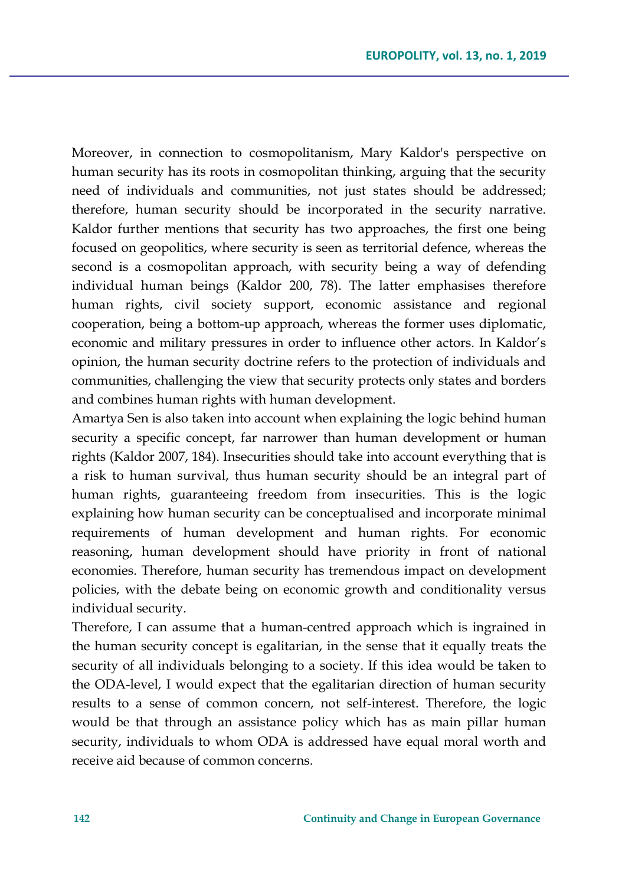Moreover, in connection to cosmopolitanism, Mary Kaldor's perspective on human security has its roots in cosmopolitan thinking, arguing that the security need of individuals and communities, not just states should be addressed; therefore, human security should be incorporated in the security narrative. Kaldor further mentions that security has two approaches, the first one being focused on geopolitics, where security is seen as territorial defence, whereas the second is a cosmopolitan approach, with security being a way of defending individual human beings (Kaldor 200, 78). The latter emphasises therefore human rights, civil society support, economic assistance and regional cooperation, being a bottom-up approach, whereas the former uses diplomatic, economic and military pressures in order to influence other actors. In Kaldor's opinion, the human security doctrine refers to the protection of individuals and communities, challenging the view that security protects only states and borders and combines human rights with human development.

Amartya Sen is also taken into account when explaining the logic behind human security a specific concept, far narrower than human development or human rights (Kaldor 2007, 184). Insecurities should take into account everything that is a risk to human survival, thus human security should be an integral part of human rights, guaranteeing freedom from insecurities. This is the logic explaining how human security can be conceptualised and incorporate minimal requirements of human development and human rights. For economic reasoning, human development should have priority in front of national economies. Therefore, human security has tremendous impact on development policies, with the debate being on economic growth and conditionality versus individual security.

Therefore, I can assume that a human-centred approach which is ingrained in the human security concept is egalitarian, in the sense that it equally treats the security of all individuals belonging to a society. If this idea would be taken to the ODA-level, I would expect that the egalitarian direction of human security results to a sense of common concern, not self-interest. Therefore, the logic would be that through an assistance policy which has as main pillar human security, individuals to whom ODA is addressed have equal moral worth and receive aid because of common concerns.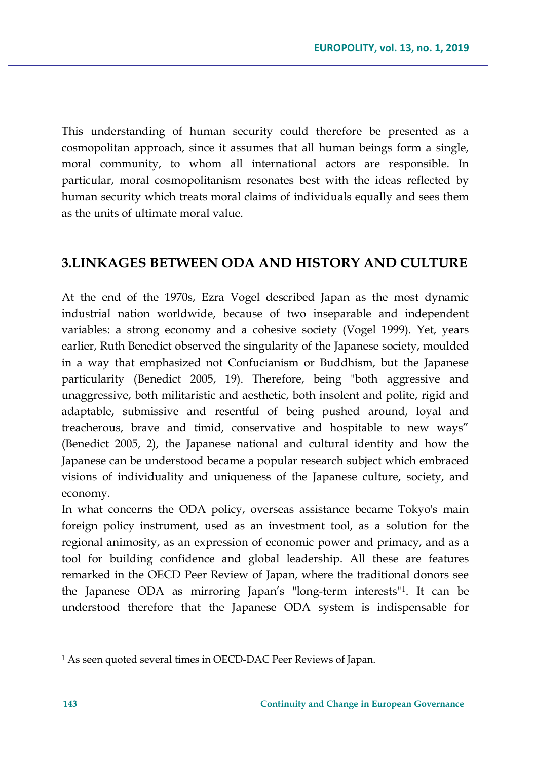This understanding of human security could therefore be presented as a cosmopolitan approach, since it assumes that all human beings form a single, moral community, to whom all international actors are responsible. In particular, moral cosmopolitanism resonates best with the ideas reflected by human security which treats moral claims of individuals equally and sees them as the units of ultimate moral value.

## 3.LINKAGES BETWEEN ODA AND HISTORY AND CULTURE

At the end of the 1970s, Ezra Vogel described Japan as the most dynamic industrial nation worldwide, because of two inseparable and independent variables: a strong economy and a cohesive society (Vogel 1999). Yet, years earlier, Ruth Benedict observed the singularity of the Japanese society, moulded in a way that emphasized not Confucianism or Buddhism, but the Japanese particularity (Benedict 2005, 19). Therefore, being "both aggressive and unaggressive, both militaristic and aesthetic, both insolent and polite, rigid and adaptable, submissive and resentful of being pushed around, loyal and treacherous, brave and timid, conservative and hospitable to new ways" (Benedict 2005, 2), the Japanese national and cultural identity and how the Japanese can be understood became a popular research subject which embraced visions of individuality and uniqueness of the Japanese culture, society, and economy.

In what concerns the ODA policy, overseas assistance became Tokyo's main foreign policy instrument, used as an investment tool, as a solution for the regional animosity, as an expression of economic power and primacy, and as a tool for building confidence and global leadership. All these are features remarked in the OECD Peer Review of Japan, where the traditional donors see the Japanese ODA as mirroring Japan's "long-term interests"[1]. It can be understood therefore that the Japanese ODA system is indispensable for

[1] As seen quoted several times in OECD-DAC Peer Reviews of Japan.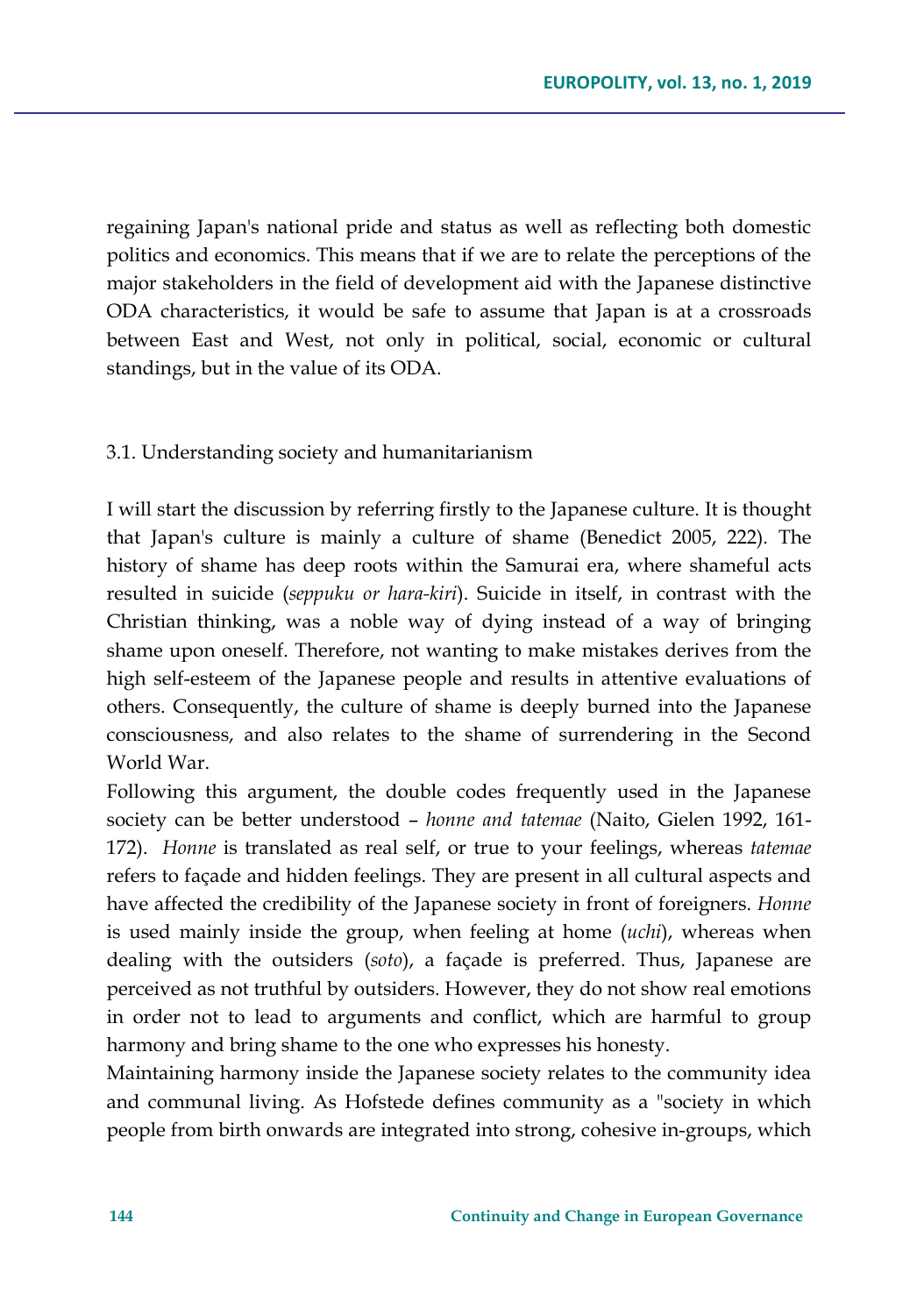regaining Japan's national pride and status as well as reflecting both domestic politics and economics. This means that if we are to relate the perceptions of the major stakeholders in the field of development aid with the Japanese distinctive ODA characteristics, it would be safe to assume that Japan is at a crossroads between East and West, not only in political, social, economic or cultural standings, but in the value of its ODA.

### 3.1. Understanding society and humanitarianism

I will start the discussion by referring firstly to the Japanese culture. It is thought that Japan's culture is mainly a culture of shame (Benedict 2005, 222). The history of shame has deep roots within the Samurai era, where shameful acts resulted in suicide (*seppuku or hara-kiri*). Suicide in itself, in contrast with the Christian thinking, was a noble way of dying instead of a way of bringing shame upon oneself. Therefore, not wanting to make mistakes derives from the high self-esteem of the Japanese people and results in attentive evaluations of others. Consequently, the culture of shame is deeply burned into the Japanese consciousness, and also relates to the shame of surrendering in the Second World War.

Following this argument, the double codes frequently used in the Japanese society can be better understood – *honne and tatemae* (Naito, Gielen 1992, 161-172). *Honne* is translated as real self, or true to your feelings, whereas *tatemae* refers to façade and hidden feelings. They are present in all cultural aspects and have affected the credibility of the Japanese society in front of foreigners. *Honne* is used mainly inside the group, when feeling at home (*uchi*), whereas when dealing with the outsiders (*soto*), a façade is preferred. Thus, Japanese are perceived as not truthful by outsiders. However, they do not show real emotions in order not to lead to arguments and conflict, which are harmful to group harmony and bring shame to the one who expresses his honesty.

Maintaining harmony inside the Japanese society relates to the community idea and communal living. As Hofstede defines community as a "society in which people from birth onwards are integrated into strong, cohesive in-groups, which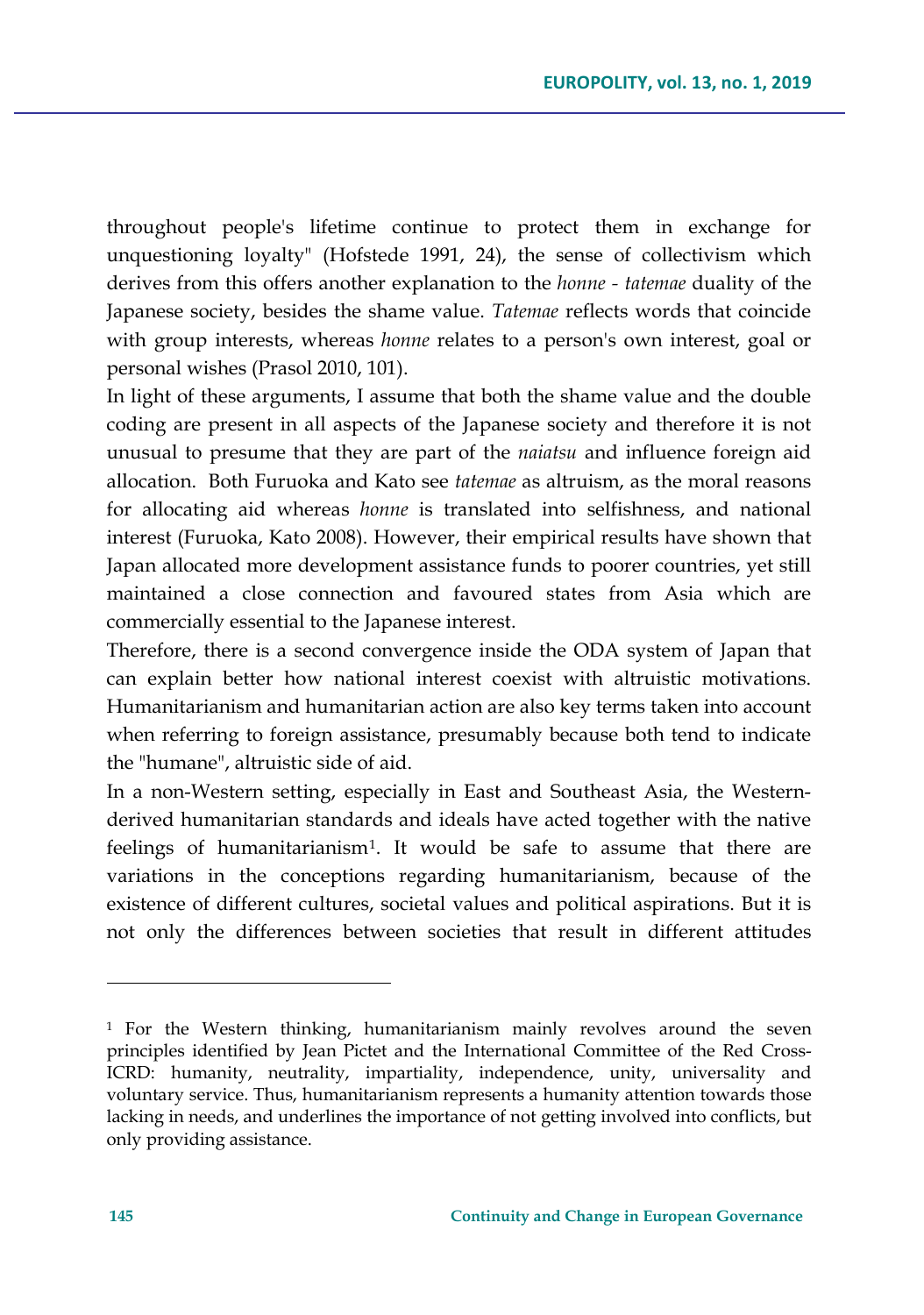throughout people's lifetime continue to protect them in exchange for unquestioning loyalty" (Hofstede 1991, 24), the sense of collectivism which derives from this offers another explanation to the *honne - tatemae* duality of the Japanese society, besides the shame value. *Tatemae* reflects words that coincide with group interests, whereas *honne* relates to a person's own interest, goal or personal wishes (Prasol 2010, 101).

In light of these arguments, I assume that both the shame value and the double coding are present in all aspects of the Japanese society and therefore it is not unusual to presume that they are part of the *naiatsu* and influence foreign aid allocation. Both Furuoka and Kato see *tatemae* as altruism, as the moral reasons for allocating aid whereas *honne* is translated into selfishness, and national interest (Furuoka, Kato 2008). However, their empirical results have shown that Japan allocated more development assistance funds to poorer countries, yet still maintained a close connection and favoured states from Asia which are commercially essential to the Japanese interest.

Therefore, there is a second convergence inside the ODA system of Japan that can explain better how national interest coexist with altruistic motivations. Humanitarianism and humanitarian action are also key terms taken into account when referring to foreign assistance, presumably because both tend to indicate the "humane", altruistic side of aid.

In a non-Western setting, especially in East and Southeast Asia, the Western-derived humanitarian standards and ideals have acted together with the native feelings of humanitarianism[1]. It would be safe to assume that there are variations in the conceptions regarding humanitarianism, because of the existence of different cultures, societal values and political aspirations. But it is not only the differences between societies that result in different attitudes

---

[1] For the Western thinking, humanitarianism mainly revolves around the seven principles identified by Jean Pictet and the International Committee of the Red Cross-ICRD: humanity, neutrality, impartiality, independence, unity, universality and voluntary service. Thus, humanitarianism represents a humanity attention towards those lacking in needs, and underlines the importance of not getting involved into conflicts, but only providing assistance.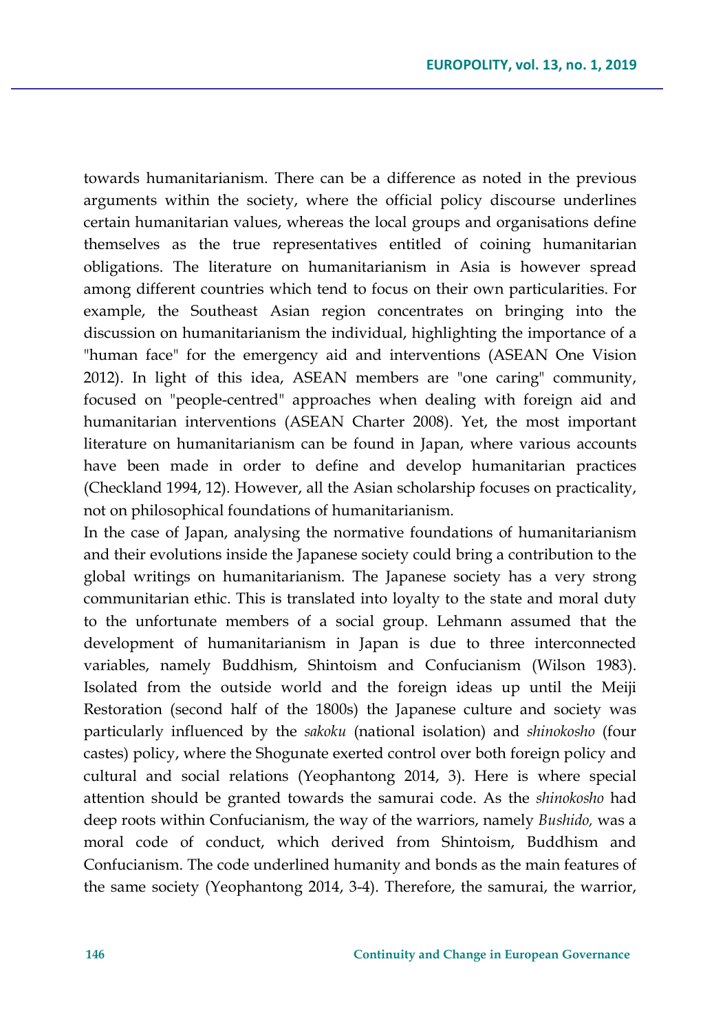towards humanitarianism. There can be a difference as noted in the previous arguments within the society, where the official policy discourse underlines certain humanitarian values, whereas the local groups and organisations define themselves as the true representatives entitled of coining humanitarian obligations. The literature on humanitarianism in Asia is however spread among different countries which tend to focus on their own particularities. For example, the Southeast Asian region concentrates on bringing into the discussion on humanitarianism the individual, highlighting the importance of a "human face" for the emergency aid and interventions (ASEAN One Vision 2012). In light of this idea, ASEAN members are "one caring" community, focused on "people-centred" approaches when dealing with foreign aid and humanitarian interventions (ASEAN Charter 2008). Yet, the most important literature on humanitarianism can be found in Japan, where various accounts have been made in order to define and develop humanitarian practices (Checkland 1994, 12). However, all the Asian scholarship focuses on practicality, not on philosophical foundations of humanitarianism.

In the case of Japan, analysing the normative foundations of humanitarianism and their evolutions inside the Japanese society could bring a contribution to the global writings on humanitarianism. The Japanese society has a very strong communitarian ethic. This is translated into loyalty to the state and moral duty to the unfortunate members of a social group. Lehmann assumed that the development of humanitarianism in Japan is due to three interconnected variables, namely Buddhism, Shintoism and Confucianism (Wilson 1983). Isolated from the outside world and the foreign ideas up until the Meiji Restoration (second half of the 1800s) the Japanese culture and society was particularly influenced by the *sakoku* (national isolation) and *shinokosho* (four castes) policy, where the Shogunate exerted control over both foreign policy and cultural and social relations (Yeophantong 2014, 3). Here is where special attention should be granted towards the samurai code. As the *shinokosho* had deep roots within Confucianism, the way of the warriors, namely *Bushido,* was a moral code of conduct, which derived from Shintoism, Buddhism and Confucianism. The code underlined humanity and bonds as the main features of the same society (Yeophantong 2014, 3-4). Therefore, the samurai, the warrior,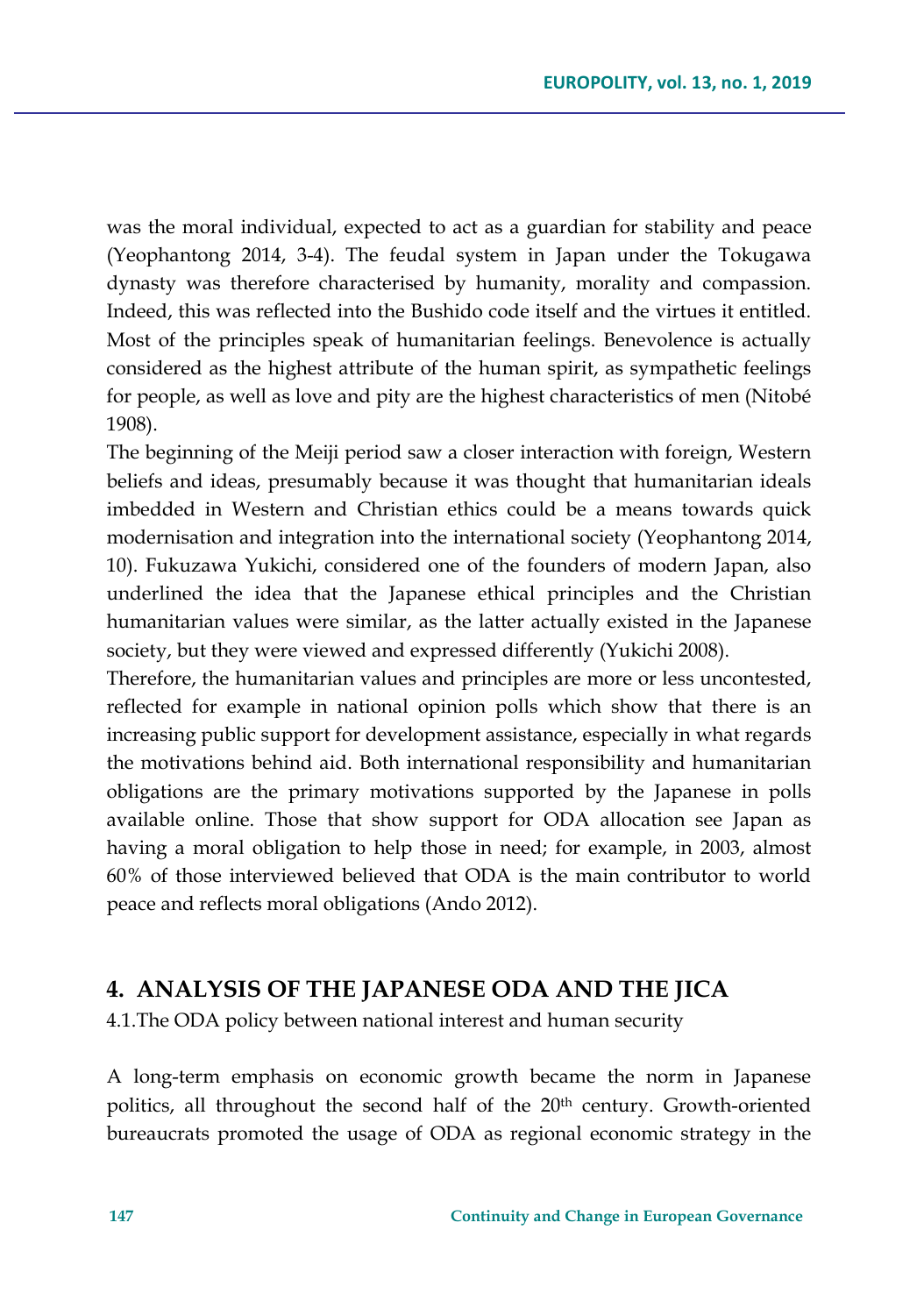was the moral individual, expected to act as a guardian for stability and peace (Yeophantong 2014, 3-4). The feudal system in Japan under the Tokugawa dynasty was therefore characterised by humanity, morality and compassion. Indeed, this was reflected into the Bushido code itself and the virtues it entitled. Most of the principles speak of humanitarian feelings. Benevolence is actually considered as the highest attribute of the human spirit, as sympathetic feelings for people, as well as love and pity are the highest characteristics of men (Nitobé 1908).

The beginning of the Meiji period saw a closer interaction with foreign, Western beliefs and ideas, presumably because it was thought that humanitarian ideals imbedded in Western and Christian ethics could be a means towards quick modernisation and integration into the international society (Yeophantong 2014, 10). Fukuzawa Yukichi, considered one of the founders of modern Japan, also underlined the idea that the Japanese ethical principles and the Christian humanitarian values were similar, as the latter actually existed in the Japanese society, but they were viewed and expressed differently (Yukichi 2008).

Therefore, the humanitarian values and principles are more or less uncontested, reflected for example in national opinion polls which show that there is an increasing public support for development assistance, especially in what regards the motivations behind aid. Both international responsibility and humanitarian obligations are the primary motivations supported by the Japanese in polls available online. Those that show support for ODA allocation see Japan as having a moral obligation to help those in need; for example, in 2003, almost 60% of those interviewed believed that ODA is the main contributor to world peace and reflects moral obligations (Ando 2012).

## 4. ANALYSIS OF THE JAPANESE ODA AND THE JICA

### 4.1.The ODA policy between national interest and human security

A long-term emphasis on economic growth became the norm in Japanese politics, all throughout the second half of the 20th century. Growth-oriented bureaucrats promoted the usage of ODA as regional economic strategy in the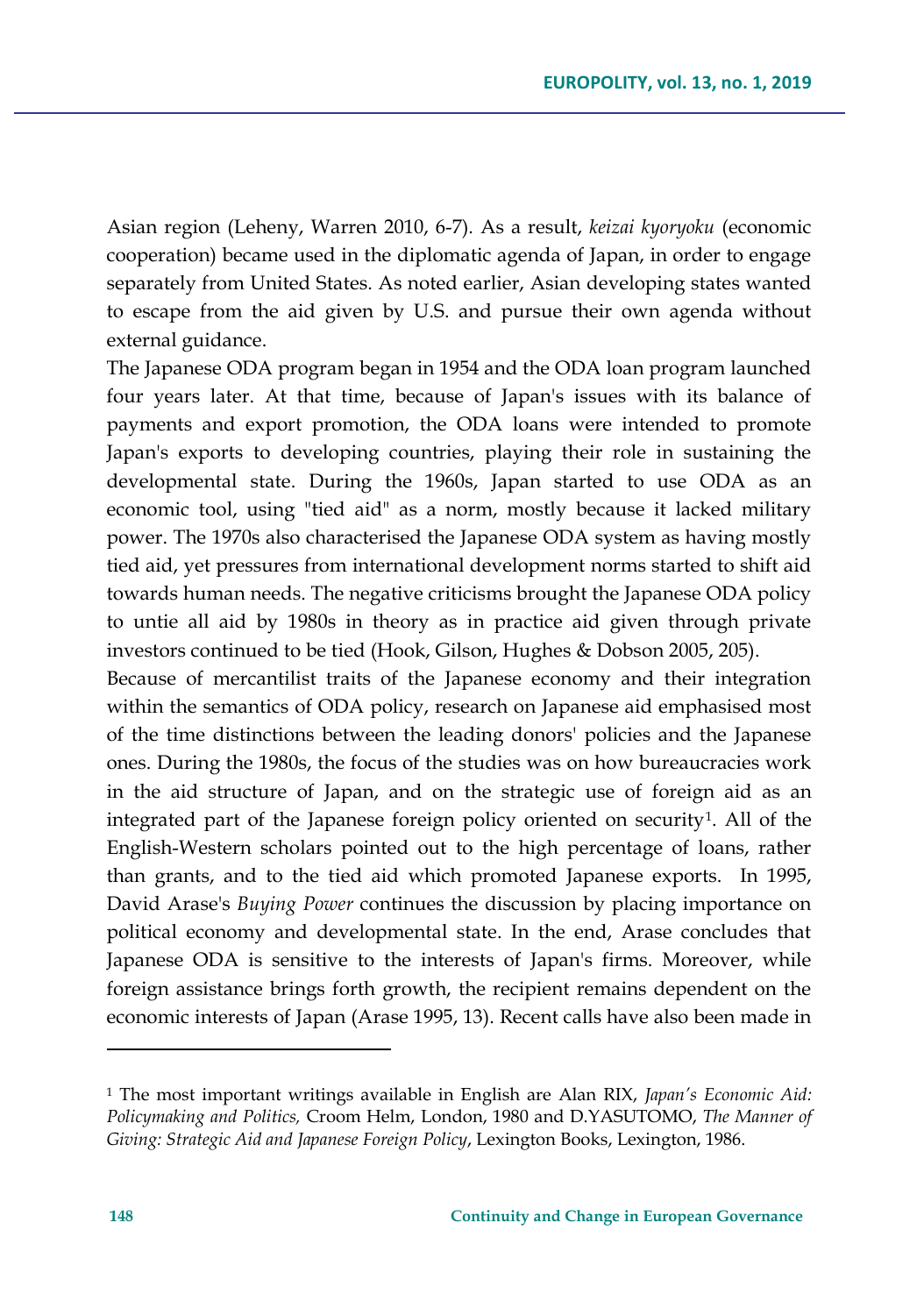Asian region (Leheny, Warren 2010, 6-7). As a result, *keizai kyoryoku* (economic cooperation) became used in the diplomatic agenda of Japan, in order to engage separately from United States. As noted earlier, Asian developing states wanted to escape from the aid given by U.S. and pursue their own agenda without external guidance.

The Japanese ODA program began in 1954 and the ODA loan program launched four years later. At that time, because of Japan's issues with its balance of payments and export promotion, the ODA loans were intended to promote Japan's exports to developing countries, playing their role in sustaining the developmental state. During the 1960s, Japan started to use ODA as an economic tool, using "tied aid" as a norm, mostly because it lacked military power. The 1970s also characterised the Japanese ODA system as having mostly tied aid, yet pressures from international development norms started to shift aid towards human needs. The negative criticisms brought the Japanese ODA policy to untie all aid by 1980s in theory as in practice aid given through private investors continued to be tied (Hook, Gilson, Hughes & Dobson 2005, 205).

Because of mercantilist traits of the Japanese economy and their integration within the semantics of ODA policy, research on Japanese aid emphasised most of the time distinctions between the leading donors' policies and the Japanese ones. During the 1980s, the focus of the studies was on how bureaucracies work in the aid structure of Japan, and on the strategic use of foreign aid as an integrated part of the Japanese foreign policy oriented on security[1]. All of the English-Western scholars pointed out to the high percentage of loans, rather than grants, and to the tied aid which promoted Japanese exports. In 1995, David Arase's *Buying Power* continues the discussion by placing importance on political economy and developmental state. In the end, Arase concludes that Japanese ODA is sensitive to the interests of Japan's firms. Moreover, while foreign assistance brings forth growth, the recipient remains dependent on the economic interests of Japan (Arase 1995, 13). Recent calls have also been made in

[1] The most important writings available in English are Alan RIX, *Japan's Economic Aid: Policymaking and Politics,* Croom Helm, London, 1980 and D.YASUTOMO, *The Manner of Giving: Strategic Aid and Japanese Foreign Policy*, Lexington Books, Lexington, 1986.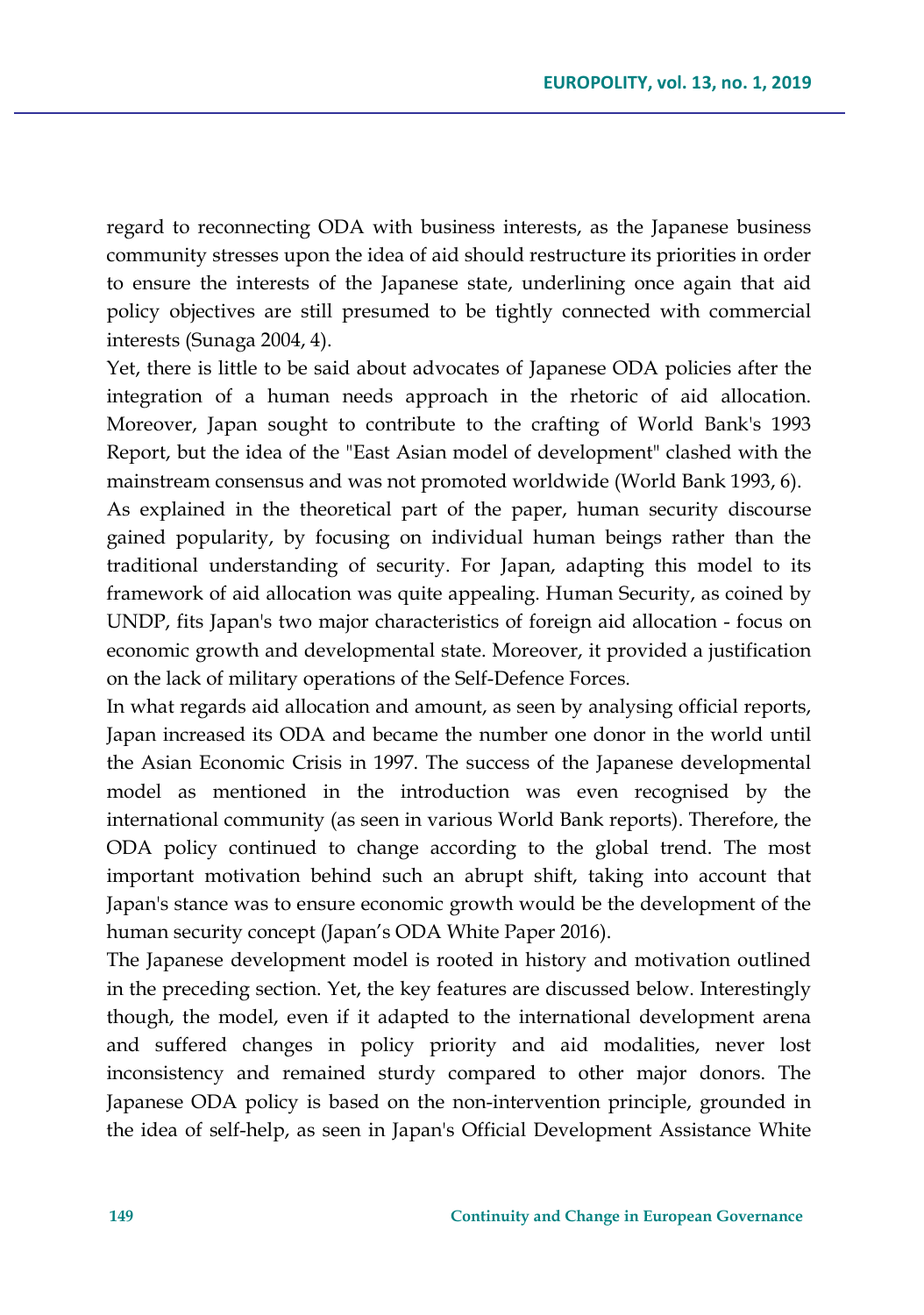regard to reconnecting ODA with business interests, as the Japanese business community stresses upon the idea of aid should restructure its priorities in order to ensure the interests of the Japanese state, underlining once again that aid policy objectives are still presumed to be tightly connected with commercial interests (Sunaga 2004, 4).

Yet, there is little to be said about advocates of Japanese ODA policies after the integration of a human needs approach in the rhetoric of aid allocation. Moreover, Japan sought to contribute to the crafting of World Bank's 1993 Report, but the idea of the "East Asian model of development" clashed with the mainstream consensus and was not promoted worldwide (World Bank 1993, 6).

As explained in the theoretical part of the paper, human security discourse gained popularity, by focusing on individual human beings rather than the traditional understanding of security. For Japan, adapting this model to its framework of aid allocation was quite appealing. Human Security, as coined by UNDP, fits Japan's two major characteristics of foreign aid allocation - focus on economic growth and developmental state. Moreover, it provided a justification on the lack of military operations of the Self-Defence Forces.

In what regards aid allocation and amount, as seen by analysing official reports, Japan increased its ODA and became the number one donor in the world until the Asian Economic Crisis in 1997. The success of the Japanese developmental model as mentioned in the introduction was even recognised by the international community (as seen in various World Bank reports). Therefore, the ODA policy continued to change according to the global trend. The most important motivation behind such an abrupt shift, taking into account that Japan's stance was to ensure economic growth would be the development of the human security concept (Japan's ODA White Paper 2016).

The Japanese development model is rooted in history and motivation outlined in the preceding section. Yet, the key features are discussed below. Interestingly though, the model, even if it adapted to the international development arena and suffered changes in policy priority and aid modalities, never lost inconsistency and remained sturdy compared to other major donors. The Japanese ODA policy is based on the non-intervention principle, grounded in the idea of self-help, as seen in Japan's Official Development Assistance White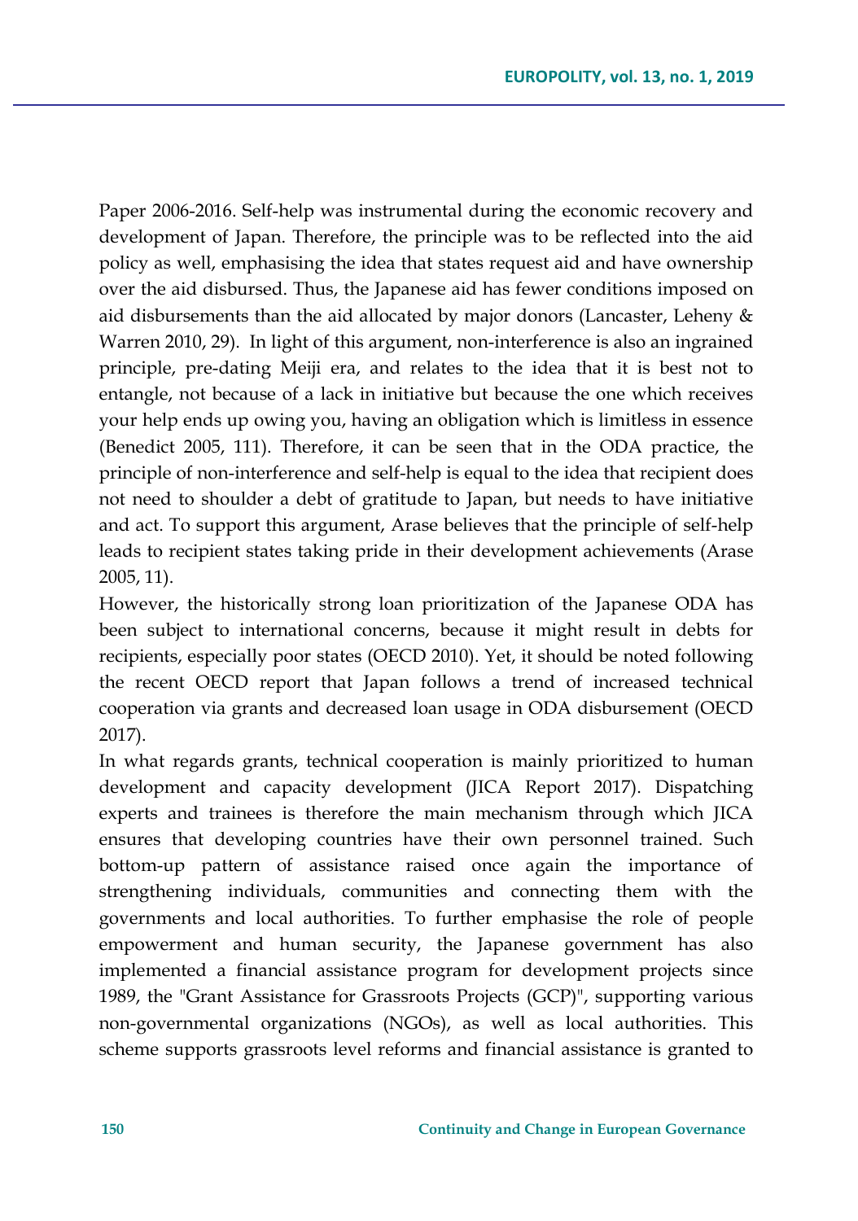Paper 2006-2016. Self-help was instrumental during the economic recovery and development of Japan. Therefore, the principle was to be reflected into the aid policy as well, emphasising the idea that states request aid and have ownership over the aid disbursed. Thus, the Japanese aid has fewer conditions imposed on aid disbursements than the aid allocated by major donors (Lancaster, Leheny & Warren 2010, 29). In light of this argument, non-interference is also an ingrained principle, pre-dating Meiji era, and relates to the idea that it is best not to entangle, not because of a lack in initiative but because the one which receives your help ends up owing you, having an obligation which is limitless in essence (Benedict 2005, 111). Therefore, it can be seen that in the ODA practice, the principle of non-interference and self-help is equal to the idea that recipient does not need to shoulder a debt of gratitude to Japan, but needs to have initiative and act. To support this argument, Arase believes that the principle of self-help leads to recipient states taking pride in their development achievements (Arase 2005, 11).

However, the historically strong loan prioritization of the Japanese ODA has been subject to international concerns, because it might result in debts for recipients, especially poor states (OECD 2010). Yet, it should be noted following the recent OECD report that Japan follows a trend of increased technical cooperation via grants and decreased loan usage in ODA disbursement (OECD 2017).

In what regards grants, technical cooperation is mainly prioritized to human development and capacity development (JICA Report 2017). Dispatching experts and trainees is therefore the main mechanism through which JICA ensures that developing countries have their own personnel trained. Such bottom-up pattern of assistance raised once again the importance of strengthening individuals, communities and connecting them with the governments and local authorities. To further emphasise the role of people empowerment and human security, the Japanese government has also implemented a financial assistance program for development projects since 1989, the "Grant Assistance for Grassroots Projects (GCP)", supporting various non-governmental organizations (NGOs), as well as local authorities. This scheme supports grassroots level reforms and financial assistance is granted to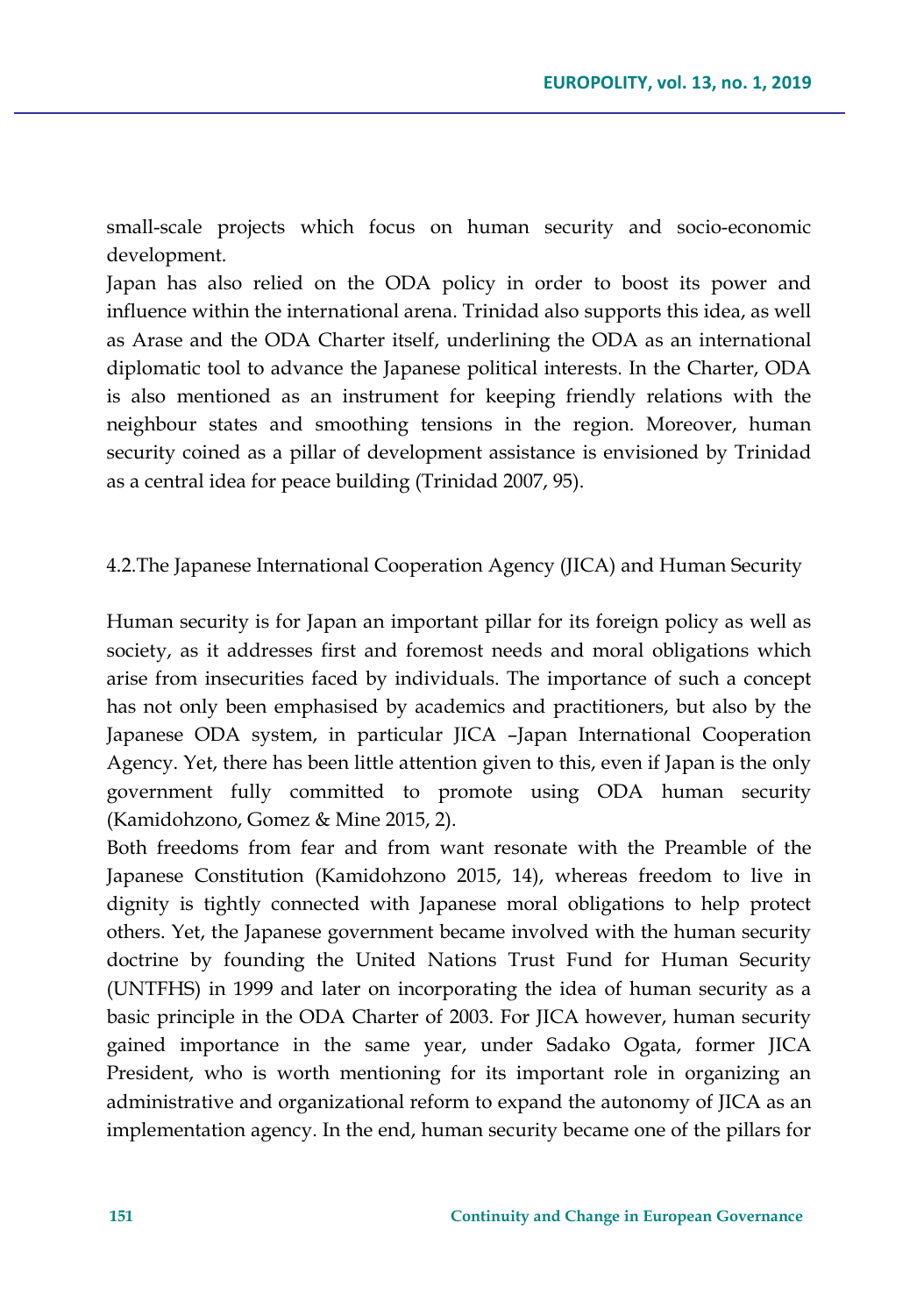small-scale projects which focus on human security and socio-economic development.

Japan has also relied on the ODA policy in order to boost its power and influence within the international arena. Trinidad also supports this idea, as well as Arase and the ODA Charter itself, underlining the ODA as an international diplomatic tool to advance the Japanese political interests. In the Charter, ODA is also mentioned as an instrument for keeping friendly relations with the neighbour states and smoothing tensions in the region. Moreover, human security coined as a pillar of development assistance is envisioned by Trinidad as a central idea for peace building (Trinidad 2007, 95).

### 4.2.The Japanese International Cooperation Agency (JICA) and Human Security

Human security is for Japan an important pillar for its foreign policy as well as society, as it addresses first and foremost needs and moral obligations which arise from insecurities faced by individuals. The importance of such a concept has not only been emphasised by academics and practitioners, but also by the Japanese ODA system, in particular JICA –Japan International Cooperation Agency. Yet, there has been little attention given to this, even if Japan is the only government fully committed to promote using ODA human security (Kamidohzono, Gomez & Mine 2015, 2).

Both freedoms from fear and from want resonate with the Preamble of the Japanese Constitution (Kamidohzono 2015, 14), whereas freedom to live in dignity is tightly connected with Japanese moral obligations to help protect others. Yet, the Japanese government became involved with the human security doctrine by founding the United Nations Trust Fund for Human Security (UNTFHS) in 1999 and later on incorporating the idea of human security as a basic principle in the ODA Charter of 2003. For JICA however, human security gained importance in the same year, under Sadako Ogata, former JICA President, who is worth mentioning for its important role in organizing an administrative and organizational reform to expand the autonomy of JICA as an implementation agency. In the end, human security became one of the pillars for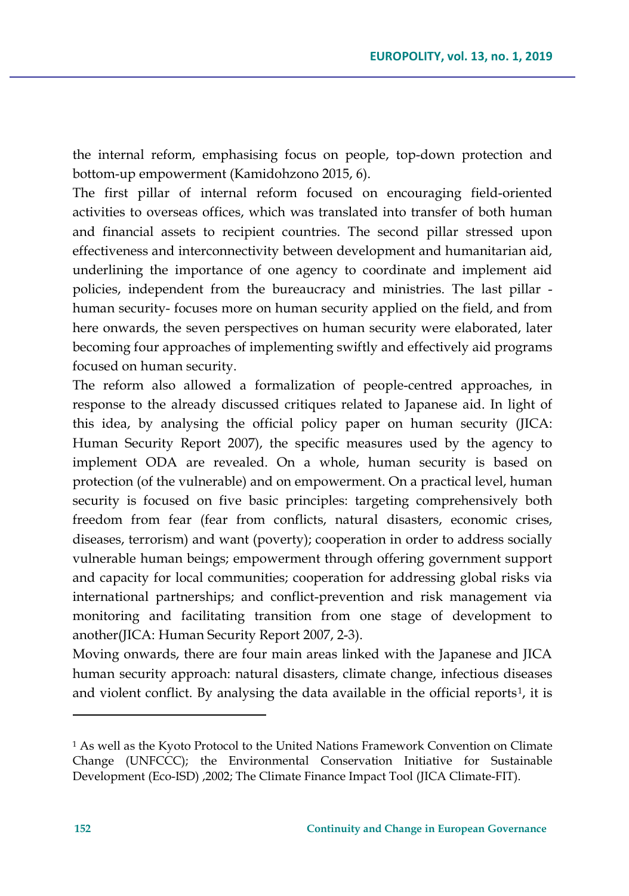the internal reform, emphasising focus on people, top-down protection and bottom-up empowerment (Kamidohzono 2015, 6).

The first pillar of internal reform focused on encouraging field-oriented activities to overseas offices, which was translated into transfer of both human and financial assets to recipient countries. The second pillar stressed upon effectiveness and interconnectivity between development and humanitarian aid, underlining the importance of one agency to coordinate and implement aid policies, independent from the bureaucracy and ministries. The last pillar - human security- focuses more on human security applied on the field, and from here onwards, the seven perspectives on human security were elaborated, later becoming four approaches of implementing swiftly and effectively aid programs focused on human security.

The reform also allowed a formalization of people-centred approaches, in response to the already discussed critiques related to Japanese aid. In light of this idea, by analysing the official policy paper on human security (JICA: Human Security Report 2007), the specific measures used by the agency to implement ODA are revealed. On a whole, human security is based on protection (of the vulnerable) and on empowerment. On a practical level, human security is focused on five basic principles: targeting comprehensively both freedom from fear (fear from conflicts, natural disasters, economic crises, diseases, terrorism) and want (poverty); cooperation in order to address socially vulnerable human beings; empowerment through offering government support and capacity for local communities; cooperation for addressing global risks via international partnerships; and conflict-prevention and risk management via monitoring and facilitating transition from one stage of development to another(JICA: Human Security Report 2007, 2-3).

Moving onwards, there are four main areas linked with the Japanese and JICA human security approach: natural disasters, climate change, infectious diseases and violent conflict. By analysing the data available in the official reports[1], it is

[1] As well as the Kyoto Protocol to the United Nations Framework Convention on Climate Change (UNFCCC); the Environmental Conservation Initiative for Sustainable Development (Eco-ISD) ,2002; The Climate Finance Impact Tool (JICA Climate-FIT).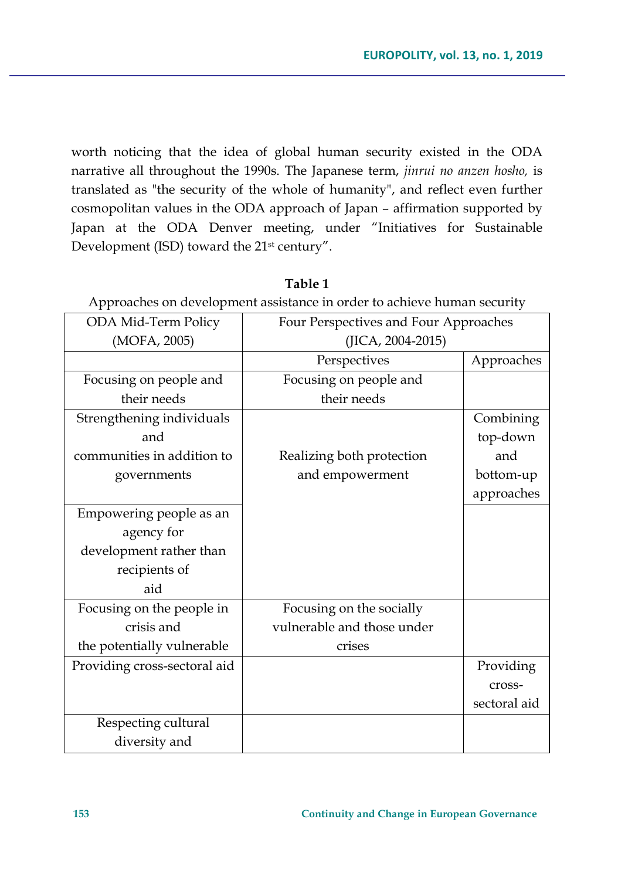worth noticing that the idea of global human security existed in the ODA narrative all throughout the 1990s. The Japanese term, *jinrui no anzen hosho,* is translated as "the security of the whole of humanity", and reflect even further cosmopolitan values in the ODA approach of Japan – affirmation supported by Japan at the ODA Denver meeting, under "Initiatives for Sustainable Development (ISD) toward the 21st century".

**Table 1**

Approaches on development assistance in order to achieve human security

| ODA Mid-Term Policy (MOFA, 2005) | Four Perspectives and Four Approaches (JICA, 2004-2015) | |
|---|---|---|
| | Perspectives | Approaches |
| Focusing on people and their needs | Focusing on people and their needs | |
| Strengthening individuals and communities in addition to governments | Realizing both protection and empowerment | Combining top-down and bottom-up approaches |
| Empowering people as an agency for development rather than recipients of aid | | |
| Focusing on the people in crisis and the potentially vulnerable | Focusing on the socially vulnerable and those under crises | |
| Providing cross-sectoral aid | | Providing cross-sectoral aid |
| Respecting cultural diversity and | | |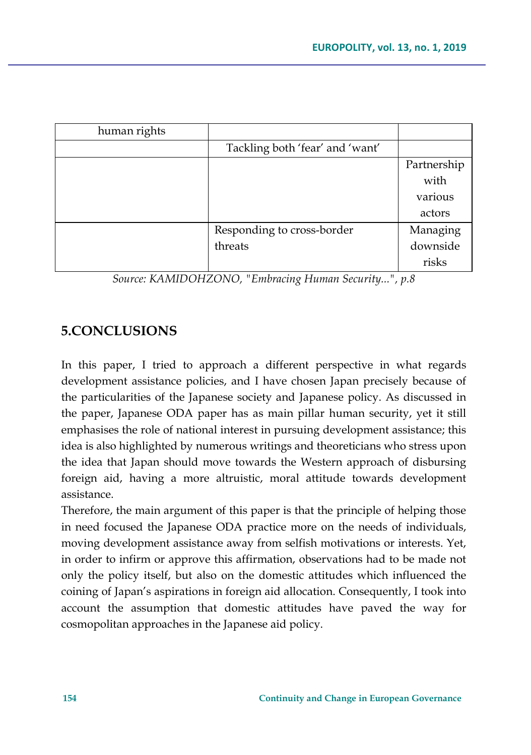| | | |
|---|---|---|
| human rights | | |
| | Tackling both 'fear' and 'want' | |
| | | Partnership with various actors |
| | Responding to cross-border threats | Managing downside risks |

*Source: KAMIDOHZONO, "Embracing Human Security...", p.8*

## 5.CONCLUSIONS

In this paper, I tried to approach a different perspective in what regards development assistance policies, and I have chosen Japan precisely because of the particularities of the Japanese society and Japanese policy. As discussed in the paper, Japanese ODA paper has as main pillar human security, yet it still emphasises the role of national interest in pursuing development assistance; this idea is also highlighted by numerous writings and theoreticians who stress upon the idea that Japan should move towards the Western approach of disbursing foreign aid, having a more altruistic, moral attitude towards development assistance.

Therefore, the main argument of this paper is that the principle of helping those in need focused the Japanese ODA practice more on the needs of individuals, moving development assistance away from selfish motivations or interests. Yet, in order to infirm or approve this affirmation, observations had to be made not only the policy itself, but also on the domestic attitudes which influenced the coining of Japan's aspirations in foreign aid allocation. Consequently, I took into account the assumption that domestic attitudes have paved the way for cosmopolitan approaches in the Japanese aid policy.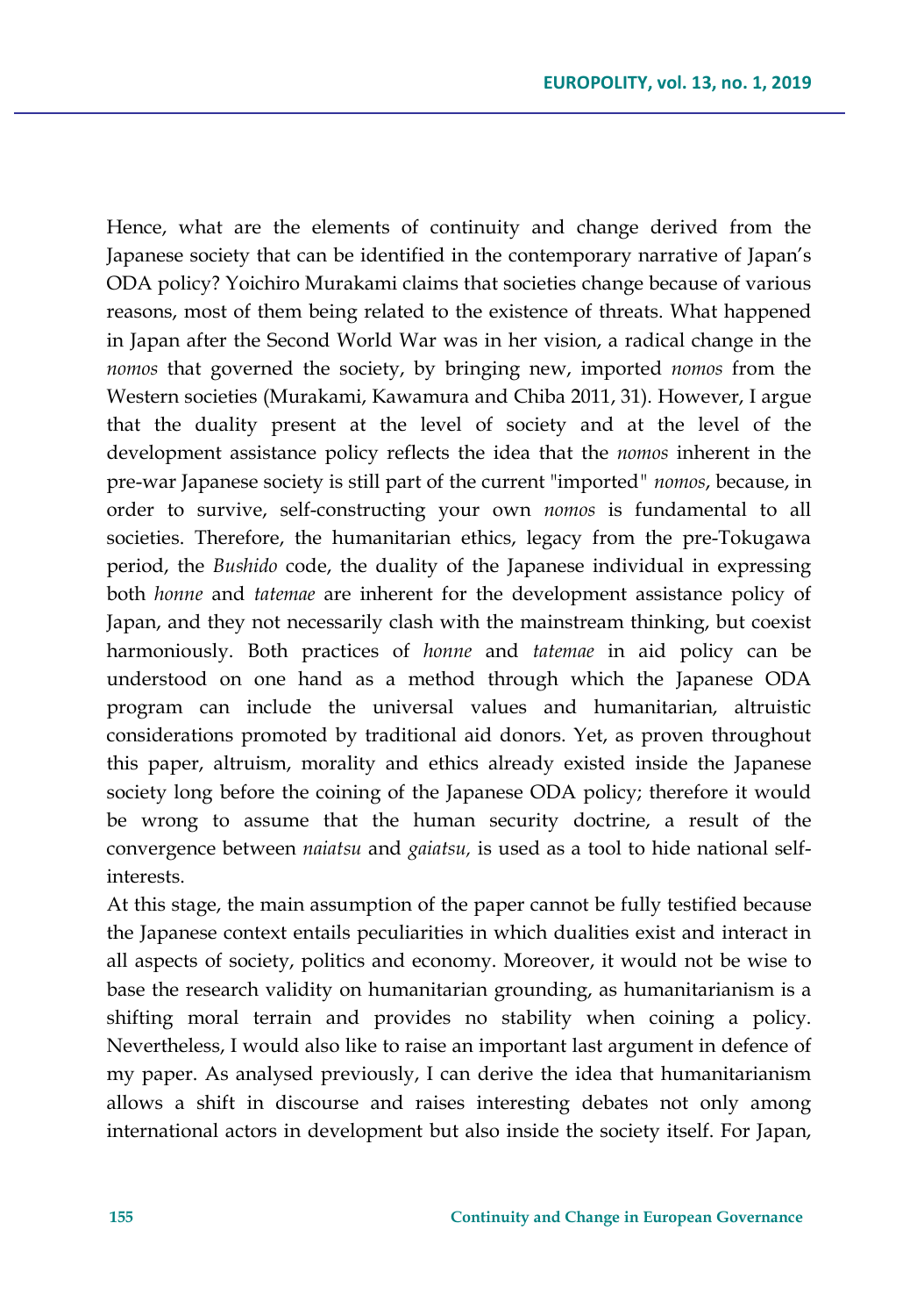Hence, what are the elements of continuity and change derived from the Japanese society that can be identified in the contemporary narrative of Japan's ODA policy? Yoichiro Murakami claims that societies change because of various reasons, most of them being related to the existence of threats. What happened in Japan after the Second World War was in her vision, a radical change in the *nomos* that governed the society, by bringing new, imported *nomos* from the Western societies (Murakami, Kawamura and Chiba 2011, 31). However, I argue that the duality present at the level of society and at the level of the development assistance policy reflects the idea that the *nomos* inherent in the pre-war Japanese society is still part of the current "imported" *nomos*, because, in order to survive, self-constructing your own *nomos* is fundamental to all societies. Therefore, the humanitarian ethics, legacy from the pre-Tokugawa period, the *Bushido* code, the duality of the Japanese individual in expressing both *honne* and *tatemae* are inherent for the development assistance policy of Japan, and they not necessarily clash with the mainstream thinking, but coexist harmoniously. Both practices of *honne* and *tatemae* in aid policy can be understood on one hand as a method through which the Japanese ODA program can include the universal values and humanitarian, altruistic considerations promoted by traditional aid donors. Yet, as proven throughout this paper, altruism, morality and ethics already existed inside the Japanese society long before the coining of the Japanese ODA policy; therefore it would be wrong to assume that the human security doctrine, a result of the convergence between *naiatsu* and *gaiatsu,* is used as a tool to hide national self-interests.

At this stage, the main assumption of the paper cannot be fully testified because the Japanese context entails peculiarities in which dualities exist and interact in all aspects of society, politics and economy. Moreover, it would not be wise to base the research validity on humanitarian grounding, as humanitarianism is a shifting moral terrain and provides no stability when coining a policy. Nevertheless, I would also like to raise an important last argument in defence of my paper. As analysed previously, I can derive the idea that humanitarianism allows a shift in discourse and raises interesting debates not only among international actors in development but also inside the society itself. For Japan,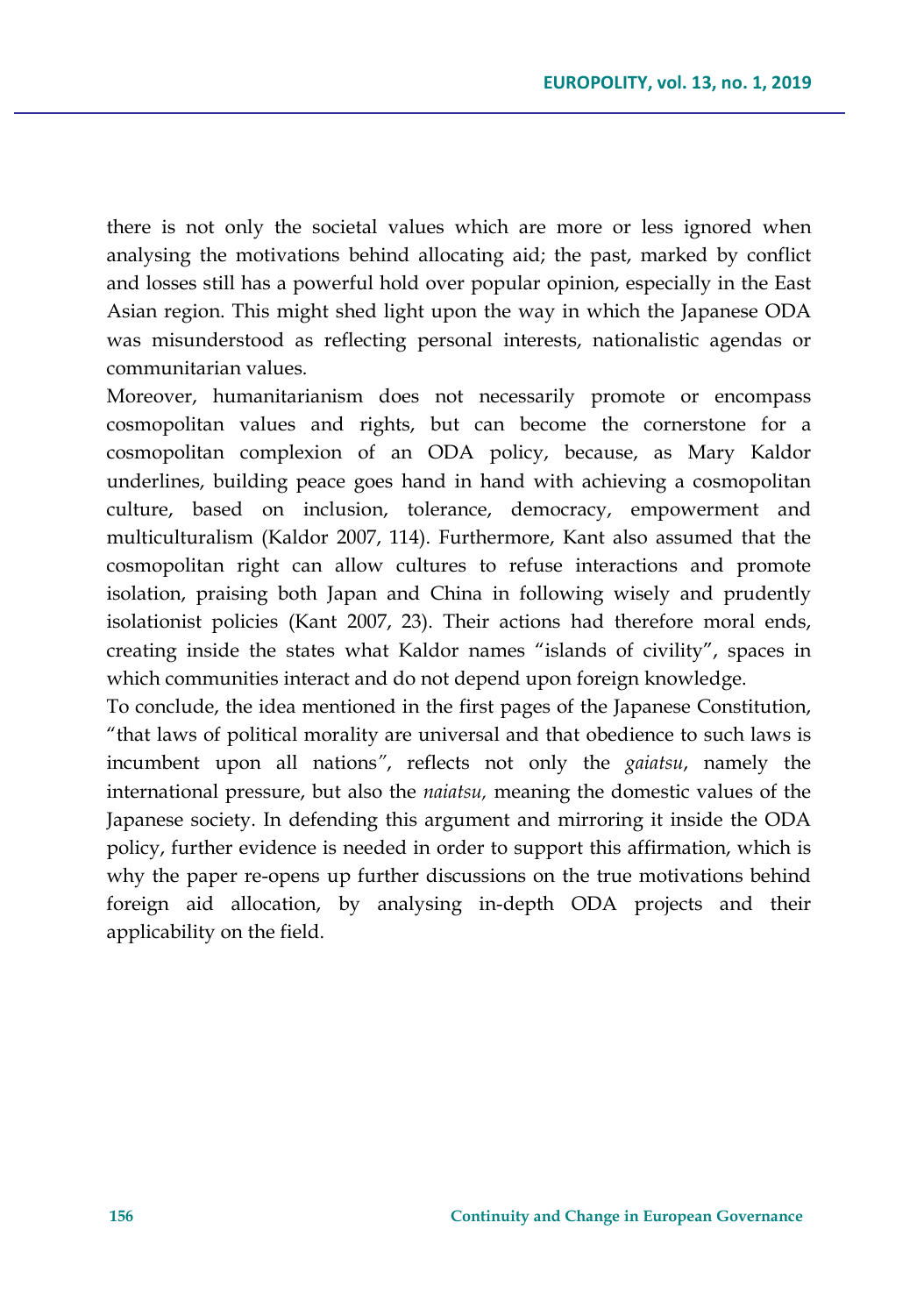there is not only the societal values which are more or less ignored when analysing the motivations behind allocating aid; the past, marked by conflict and losses still has a powerful hold over popular opinion, especially in the East Asian region. This might shed light upon the way in which the Japanese ODA was misunderstood as reflecting personal interests, nationalistic agendas or communitarian values.

Moreover, humanitarianism does not necessarily promote or encompass cosmopolitan values and rights, but can become the cornerstone for a cosmopolitan complexion of an ODA policy, because, as Mary Kaldor underlines, building peace goes hand in hand with achieving a cosmopolitan culture, based on inclusion, tolerance, democracy, empowerment and multiculturalism (Kaldor 2007, 114). Furthermore, Kant also assumed that the cosmopolitan right can allow cultures to refuse interactions and promote isolation, praising both Japan and China in following wisely and prudently isolationist policies (Kant 2007, 23). Their actions had therefore moral ends, creating inside the states what Kaldor names "islands of civility", spaces in which communities interact and do not depend upon foreign knowledge.

To conclude, the idea mentioned in the first pages of the Japanese Constitution, "that laws of political morality are universal and that obedience to such laws is incumbent upon all nations", reflects not only the *gaiatsu*, namely the international pressure, but also the *naiatsu,* meaning the domestic values of the Japanese society. In defending this argument and mirroring it inside the ODA policy, further evidence is needed in order to support this affirmation, which is why the paper re-opens up further discussions on the true motivations behind foreign aid allocation, by analysing in-depth ODA projects and their applicability on the field.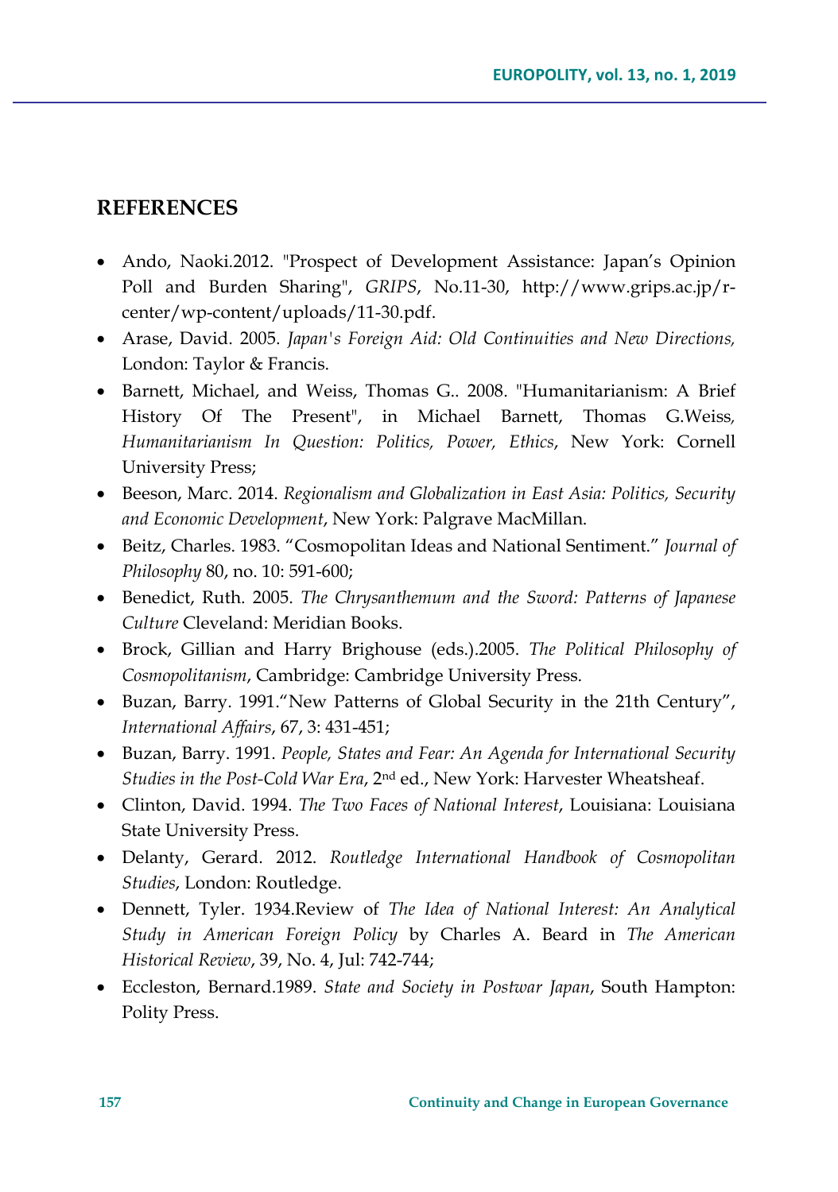## REFERENCES

- Ando, Naoki.2012. "Prospect of Development Assistance: Japan's Opinion Poll and Burden Sharing", *GRIPS*, No.11-30, http://www.grips.ac.jp/r-center/wp-content/uploads/11-30.pdf.
- Arase, David. 2005. *Japan's Foreign Aid: Old Continuities and New Directions,* London: Taylor & Francis.
- Barnett, Michael, and Weiss, Thomas G.. 2008. "Humanitarianism: A Brief History Of The Present", in Michael Barnett, Thomas G.Weiss*, Humanitarianism In Question: Politics, Power, Ethics*, New York: Cornell University Press;
- Beeson, Marc. 2014. *Regionalism and Globalization in East Asia: Politics, Security and Economic Development*, New York: Palgrave MacMillan.
- Beitz, Charles. 1983. "Cosmopolitan Ideas and National Sentiment." *Journal of Philosophy* 80, no. 10: 591-600;
- Benedict, Ruth. 2005. *The Chrysanthemum and the Sword: Patterns of Japanese Culture* Cleveland: Meridian Books.
- Brock, Gillian and Harry Brighouse (eds.).2005. *The Political Philosophy of Cosmopolitanism*, Cambridge: Cambridge University Press.
- Buzan, Barry. 1991."New Patterns of Global Security in the 21th Century", *International Affairs*, 67, 3: 431-451;
- Buzan, Barry. 1991. *People, States and Fear: An Agenda for International Security Studies in the Post-Cold War Era*, 2nd ed., New York: Harvester Wheatsheaf.
- Clinton, David. 1994. *The Two Faces of National Interest*, Louisiana: Louisiana State University Press.
- Delanty, Gerard. 2012. *Routledge International Handbook of Cosmopolitan Studies*, London: Routledge.
- Dennett, Tyler. 1934.Review of *The Idea of National Interest: An Analytical Study in American Foreign Policy* by Charles A. Beard in *The American Historical Review*, 39, No. 4, Jul: 742-744;
- Eccleston, Bernard.1989. *State and Society in Postwar Japan*, South Hampton: Polity Press.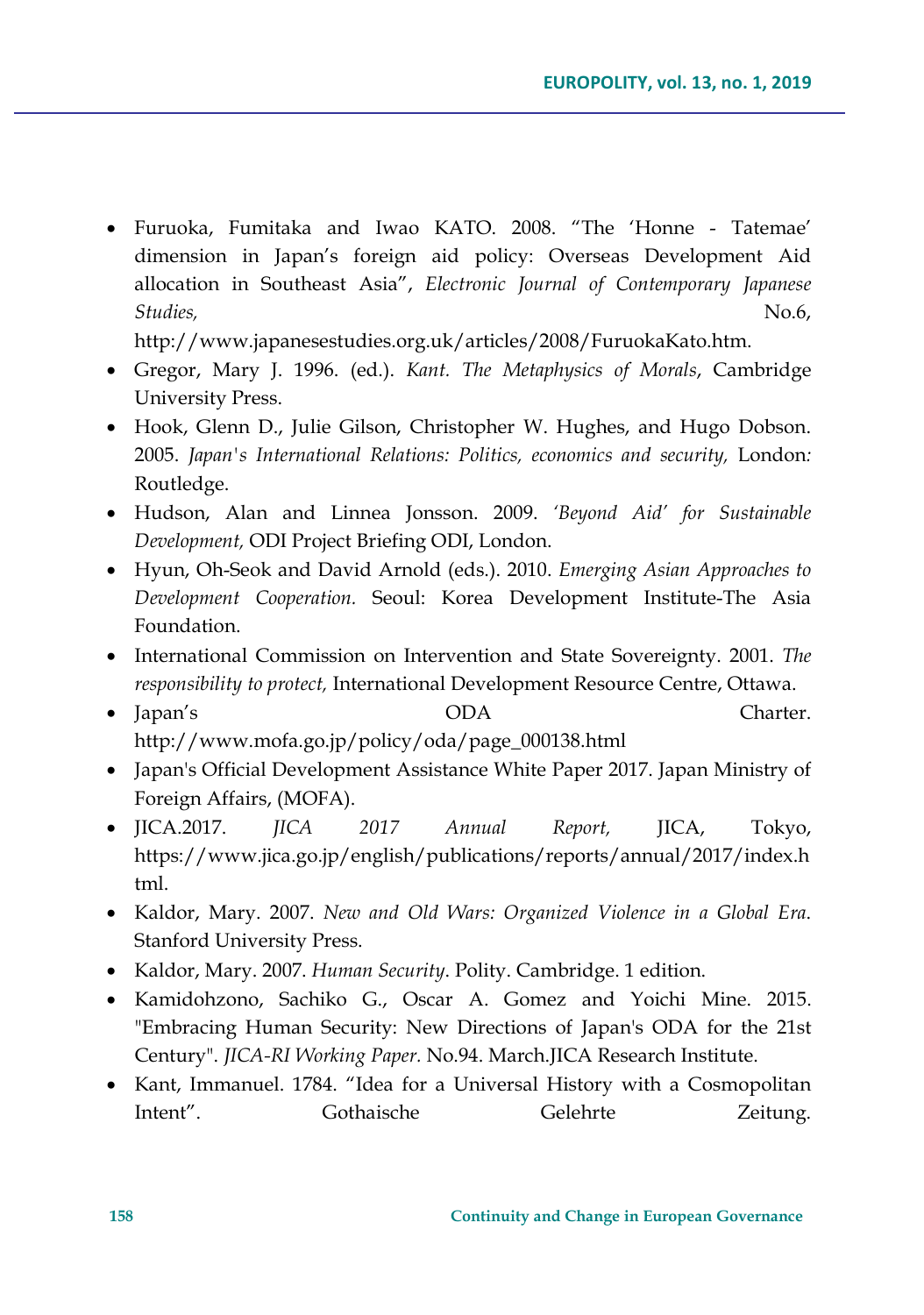- Furuoka, Fumitaka and Iwao KATO. 2008. "The 'Honne - Tatemae' dimension in Japan's foreign aid policy: Overseas Development Aid allocation in Southeast Asia", *Electronic Journal of Contemporary Japanese Studies,* No.6, http://www.japanesestudies.org.uk/articles/2008/FuruokaKato.htm.
- Gregor, Mary J. 1996. (ed.). *Kant. The Metaphysics of Morals*, Cambridge University Press.
- Hook, Glenn D., Julie Gilson, Christopher W. Hughes, and Hugo Dobson. 2005. *Japan's International Relations: Politics, economics and security,* London*:* Routledge.
- Hudson, Alan and Linnea Jonsson. 2009. *'Beyond Aid' for Sustainable Development,* ODI Project Briefing ODI, London.
- Hyun, Oh-Seok and David Arnold (eds.). 2010. *Emerging Asian Approaches to Development Cooperation.* Seoul: Korea Development Institute-The Asia Foundation.
- International Commission on Intervention and State Sovereignty. 2001. *The responsibility to protect,* International Development Resource Centre, Ottawa.
- Japan's ODA Charter. http://www.mofa.go.jp/policy/oda/page_000138.html
- Japan's Official Development Assistance White Paper 2017. Japan Ministry of Foreign Affairs, (MOFA).
- JICA.2017. *JICA 2017 Annual Report,* JICA, Tokyo, https://www.jica.go.jp/english/publications/reports/annual/2017/index.html.
- Kaldor, Mary. 2007. *New and Old Wars: Organized Violence in a Global Era*. Stanford University Press.
- Kaldor, Mary. 2007. *Human Security*. Polity. Cambridge. 1 edition.
- Kamidohzono, Sachiko G., Oscar A. Gomez and Yoichi Mine. 2015. "Embracing Human Security: New Directions of Japan's ODA for the 21st Century". *JICA-RI Working Paper.* No.94. March.JICA Research Institute.
- Kant, Immanuel. 1784. "Idea for a Universal History with a Cosmopolitan Intent". Gothaische Gelehrte Zeitung.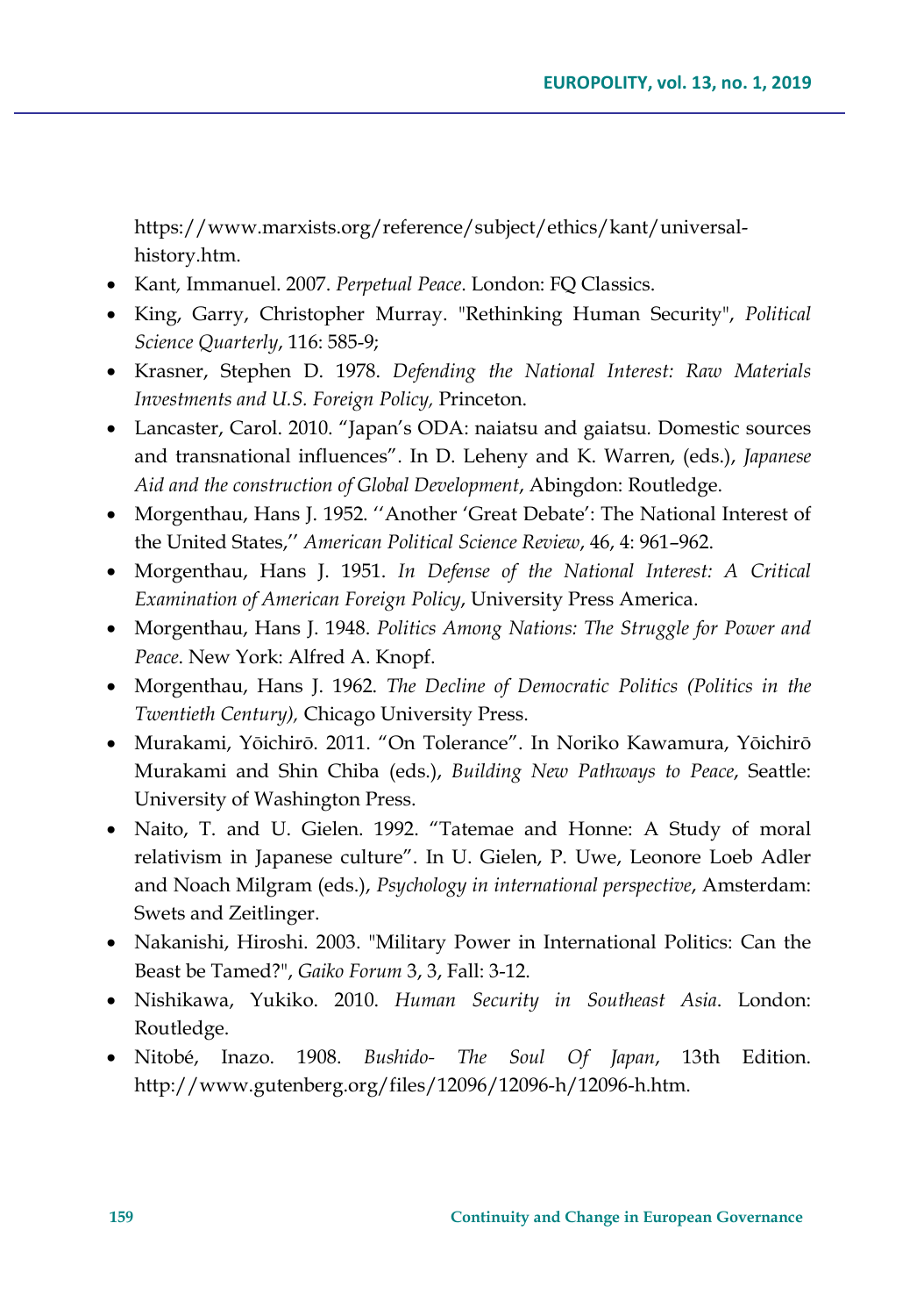https://www.marxists.org/reference/subject/ethics/kant/universal-history.htm.

- Kant, Immanuel. 2007. *Perpetual Peace*. London: FQ Classics.
- King, Garry, Christopher Murray. "Rethinking Human Security", *Political Science Quarterly*, 116: 585-9;
- Krasner, Stephen D. 1978. *Defending the National Interest: Raw Materials Investments and U.S. Foreign Policy,* Princeton.
- Lancaster, Carol. 2010. "Japan's ODA: naiatsu and gaiatsu. Domestic sources and transnational influences". In D. Leheny and K. Warren, (eds.), *Japanese Aid and the construction of Global Development*, Abingdon: Routledge.
- Morgenthau, Hans J. 1952. ''Another 'Great Debate': The National Interest of the United States,'' *American Political Science Review*, 46, 4: 961–962.
- Morgenthau, Hans J. 1951. *In Defense of the National Interest: A Critical Examination of American Foreign Policy*, University Press America.
- Morgenthau, Hans J. 1948. *Politics Among Nations: The Struggle for Power and Peace*. New York: Alfred A. Knopf.
- Morgenthau, Hans J. 1962. *The Decline of Democratic Politics (Politics in the Twentieth Century),* Chicago University Press.
- Murakami, Yōichirō. 2011. "On Tolerance". In Noriko Kawamura, Yōichirō Murakami and Shin Chiba (eds.), *Building New Pathways to Peace*, Seattle: University of Washington Press.
- Naito, T. and U. Gielen. 1992. "Tatemae and Honne: A Study of moral relativism in Japanese culture". In U. Gielen, P. Uwe, Leonore Loeb Adler and Noach Milgram (eds.), *Psychology in international perspective*, Amsterdam: Swets and Zeitlinger.
- Nakanishi, Hiroshi. 2003. "Military Power in International Politics: Can the Beast be Tamed?", *Gaiko Forum* 3, 3, Fall: 3-12.
- Nishikawa, Yukiko. 2010. *Human Security in Southeast Asia*. London: Routledge.
- Nitobé, Inazo. 1908. *Bushido- The Soul Of Japan*, 13th Edition. http://www.gutenberg.org/files/12096/12096-h/12096-h.htm.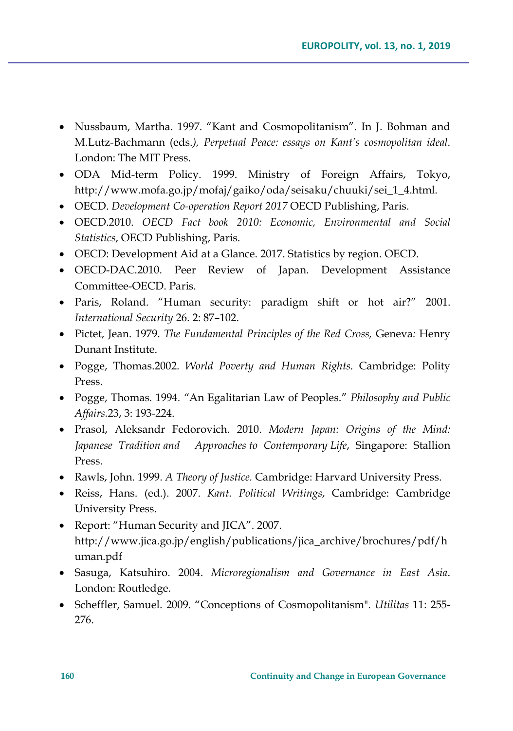- Nussbaum, Martha. 1997. "Kant and Cosmopolitanism". In J. Bohman and M.Lutz-Bachmann (eds.*), Perpetual Peace: essays on Kant's cosmopolitan ideal*. London: The MIT Press.
- ODA Mid-term Policy. 1999. Ministry of Foreign Affairs, Tokyo, http://www.mofa.go.jp/mofaj/gaiko/oda/seisaku/chuuki/sei_1_4.html.
- OECD. *Development Co-operation Report 2017* OECD Publishing, Paris.
- OECD.2010. *OECD Fact book 2010: Economic, Environmental and Social Statistics*, OECD Publishing, Paris.
- OECD: Development Aid at a Glance. 2017. Statistics by region. OECD.
- OECD-DAC.2010. Peer Review of Japan. Development Assistance Committee-OECD. Paris.
- Paris, Roland. "Human security: paradigm shift or hot air?" 2001. *International Security* 26. 2: 87–102.
- Pictet, Jean. 1979. *The Fundamental Principles of the Red Cross,* Geneva*:* Henry Dunant Institute.
- Pogge, Thomas.2002. *World Poverty and Human Rights.* Cambridge: Polity Press.
- Pogge, Thomas. 1994. "An Egalitarian Law of Peoples." *Philosophy and Public Affairs.*23, 3: 193-224.
- Prasol, Aleksandr Fedorovich. 2010. *Modern Japan: Origins of the Mind: Japanese Tradition and Approaches to Contemporary Life*, Singapore: Stallion Press.
- Rawls, John. 1999. *A Theory of Justice.* Cambridge: Harvard University Press.
- Reiss, Hans. (ed.). 2007. *Kant. Political Writings*, Cambridge: Cambridge University Press.
- Report: "Human Security and JICA". 2007. http://www.jica.go.jp/english/publications/jica_archive/brochures/pdf/human.pdf
- Sasuga, Katsuhiro. 2004. *Microregionalism and Governance in East Asia*. London: Routledge.
- Scheffler, Samuel. 2009. "Conceptions of Cosmopolitanism". *Utilitas* 11: 255-276.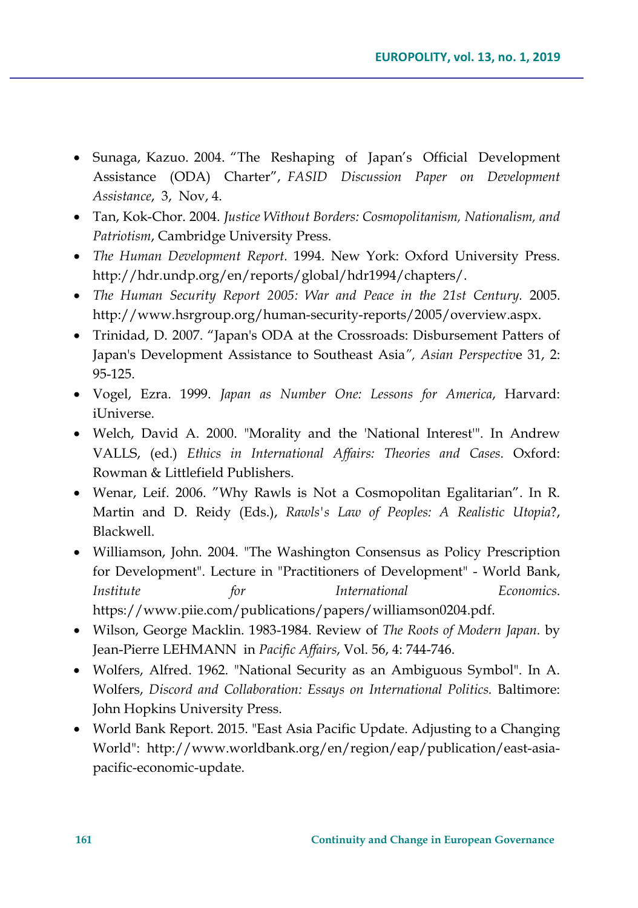- Sunaga, Kazuo. 2004. "The Reshaping of Japan's Official Development Assistance (ODA) Charter", *FASID Discussion Paper on Development Assistance*, 3, Nov, 4.
- Tan, Kok-Chor. 2004. *Justice Without Borders: Cosmopolitanism, Nationalism, and Patriotism*, Cambridge University Press.
- *The Human Development Report.* 1994. New York: Oxford University Press. http://hdr.undp.org/en/reports/global/hdr1994/chapters/.
- *The Human Security Report 2005: War and Peace in the 21st Century.* 2005. http://www.hsrgroup.org/human-security-reports/2005/overview.aspx.
- Trinidad, D. 2007. "Japan's ODA at the Crossroads: Disbursement Patters of Japan's Development Assistance to Southeast Asia*", Asian Perspectiv*e 31, 2: 95-125.
- Vogel, Ezra. 1999. *Japan as Number One: Lessons for America*, Harvard: iUniverse.
- Welch, David A. 2000. "Morality and the 'National Interest'". In Andrew VALLS, (ed.) *Ethics in International Affairs: Theories and Cases*. Oxford: Rowman & Littlefield Publishers.
- Wenar, Leif. 2006. "Why Rawls is Not a Cosmopolitan Egalitarian". In R. Martin and D. Reidy (Eds.), *Rawls's Law of Peoples: A Realistic Utopia*?, Blackwell.
- Williamson, John. 2004. "The Washington Consensus as Policy Prescription for Development". Lecture in "Practitioners of Development" - World Bank, *Institute for International Economics*. https://www.piie.com/publications/papers/williamson0204.pdf.
- Wilson, George Macklin. 1983-1984. Review of *The Roots of Modern Japan.* by Jean-Pierre LEHMANN in *Pacific Affairs*, Vol. 56, 4: 744-746.
- Wolfers, Alfred. 1962. "National Security as an Ambiguous Symbol". In A. Wolfers, *Discord and Collaboration: Essays on International Politics.* Baltimore: John Hopkins University Press.
- World Bank Report. 2015. "East Asia Pacific Update. Adjusting to a Changing World": http://www.worldbank.org/en/region/eap/publication/east-asia-pacific-economic-update.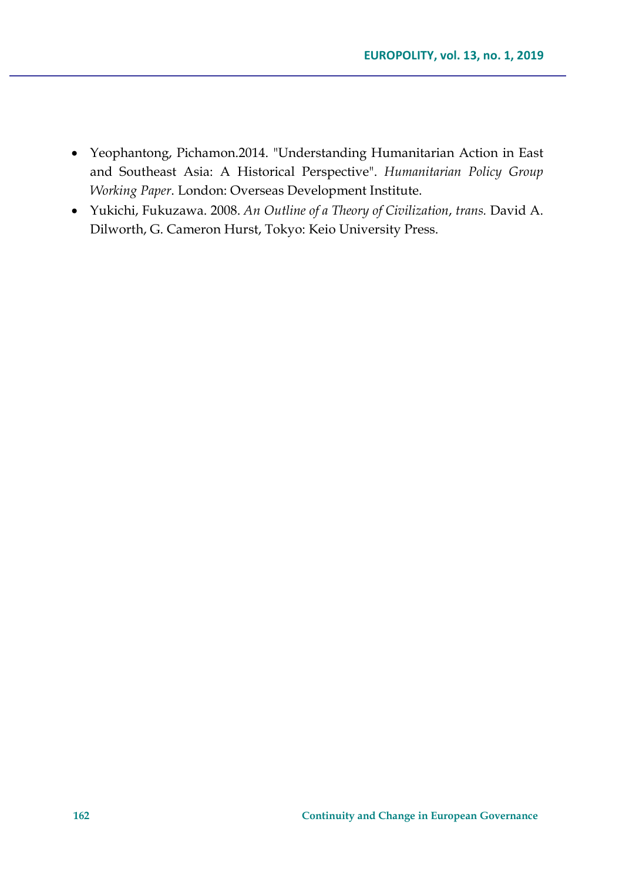- Yeophantong, Pichamon.2014. "Understanding Humanitarian Action in East and Southeast Asia: A Historical Perspective". *Humanitarian Policy Group Working Paper*. London: Overseas Development Institute.
- Yukichi, Fukuzawa. 2008. *An Outline of a Theory of Civilization*, *trans.* David A. Dilworth, G. Cameron Hurst, Tokyo: Keio University Press.